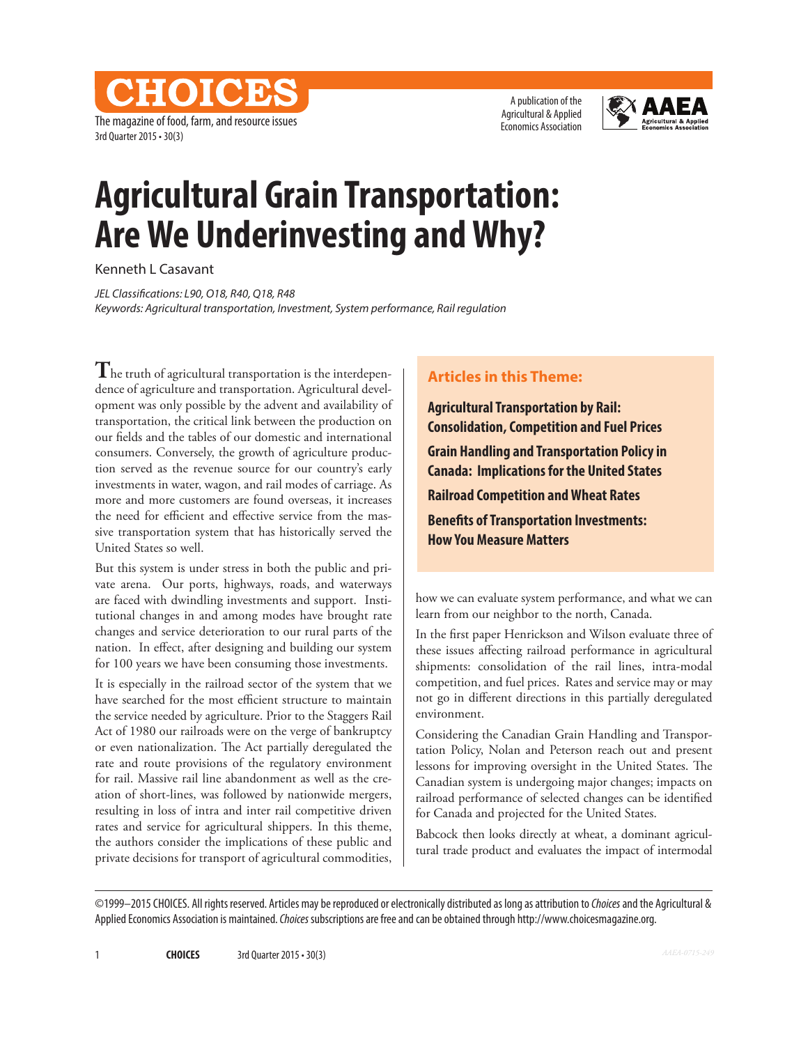# CHOICES

The magazine of food, farm, and resource issues

3rd Quarter 2015 • 30(3)

A publication of the Agricultural & Applied Economics Association

# Agricultural Grain Transportation: Are We Underinvesting and Why?

Kenneth L Casavant

*JEL Classifications: L90, O18, R40, Q18, R48*
*Keywords: Agricultural transportation, Investment, System performance, Rail regulation*

The truth of agricultural transportation is the interdependence of agriculture and transportation. Agricultural development was only possible by the advent and availability of transportation, the critical link between the production on our fields and the tables of our domestic and international consumers. Conversely, the growth of agriculture production served as the revenue source for our country's early investments in water, wagon, and rail modes of carriage. As more and more customers are found overseas, it increases the need for efficient and effective service from the massive transportation system that has historically served the United States so well.

But this system is under stress in both the public and private arena. Our ports, highways, roads, and waterways are faced with dwindling investments and support. Institutional changes in and among modes have brought rate changes and service deterioration to our rural parts of the nation. In effect, after designing and building our system for 100 years we have been consuming those investments.

It is especially in the railroad sector of the system that we have searched for the most efficient structure to maintain the service needed by agriculture. Prior to the Staggers Rail Act of 1980 our railroads were on the verge of bankruptcy or even nationalization. The Act partially deregulated the rate and route provisions of the regulatory environment for rail. Massive rail line abandonment as well as the creation of short-lines, was followed by nationwide mergers, resulting in loss of intra and inter rail competitive driven rates and service for agricultural shippers. In this theme, the authors consider the implications of these public and private decisions for transport of agricultural commodities, how we can evaluate system performance, and what we can learn from our neighbor to the north, Canada.

### Articles in this Theme:

**Agricultural Transportation by Rail: Consolidation, Competition and Fuel Prices**

**Grain Handling and Transportation Policy in Canada: Implications for the United States**

**Railroad Competition and Wheat Rates**

**Benefits of Transportation Investments: How You Measure Matters**

In the first paper Henrickson and Wilson evaluate three of these issues affecting railroad performance in agricultural shipments: consolidation of the rail lines, intra-modal competition, and fuel prices. Rates and service may or may not go in different directions in this partially deregulated environment.

Considering the Canadian Grain Handling and Transportation Policy, Nolan and Peterson reach out and present lessons for improving oversight in the United States. The Canadian system is undergoing major changes; impacts on railroad performance of selected changes can be identified for Canada and projected for the United States.

Babcock then looks directly at wheat, a dominant agricultural trade product and evaluates the impact of intermodal

©1999–2015 CHOICES. All rights reserved. Articles may be reproduced or electronically distributed as long as attribution to *Choices* and the Agricultural & Applied Economics Association is maintained. *Choices* subscriptions are free and can be obtained through http://www.choicesmagazine.org.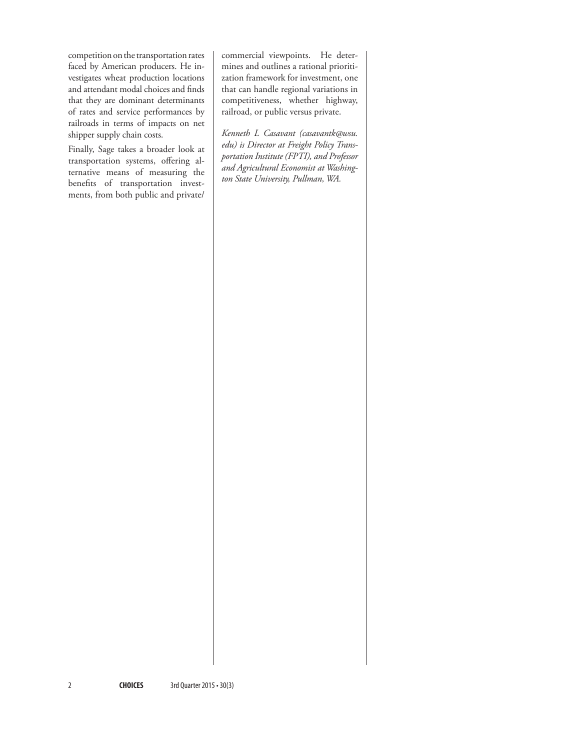competition on the transportation rates faced by American producers. He investigates wheat production locations and attendant modal choices and finds that they are dominant determinants of rates and service performances by railroads in terms of impacts on net shipper supply chain costs.

Finally, Sage takes a broader look at transportation systems, offering alternative means of measuring the benefits of transportation investments, from both public and private/commercial viewpoints. He determines and outlines a rational prioritization framework for investment, one that can handle regional variations in competitiveness, whether highway, railroad, or public versus private.

*Kenneth L Casavant (casavantk@wsu.edu) is Director at Freight Policy Transportation Institute (FPTI), and Professor and Agricultural Economist at Washington State University, Pullman, WA.*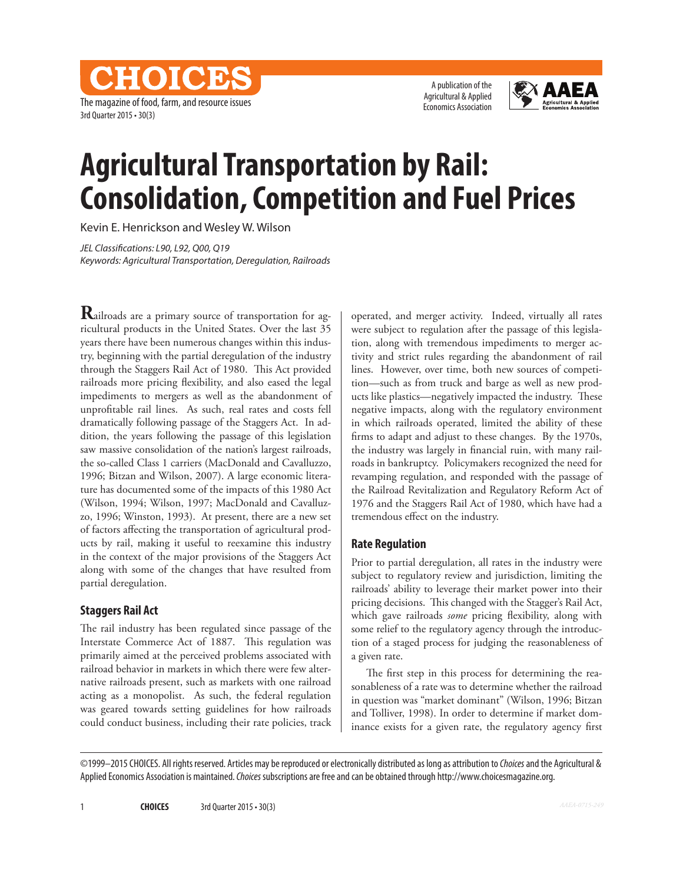# Agricultural Transportation by Rail: Consolidation, Competition and Fuel Prices

Kevin E. Henrickson and Wesley W. Wilson

*JEL Classifications: L90, L92, Q00, Q19*
*Keywords: Agricultural Transportation, Deregulation, Railroads*

Railroads are a primary source of transportation for agricultural products in the United States. Over the last 35 years there have been numerous changes within this industry, beginning with the partial deregulation of the industry through the Staggers Rail Act of 1980. This Act provided railroads more pricing flexibility, and also eased the legal impediments to mergers as well as the abandonment of unprofitable rail lines. As such, real rates and costs fell dramatically following passage of the Staggers Act. In addition, the years following the passage of this legislation saw massive consolidation of the nation's largest railroads, the so-called Class 1 carriers (MacDonald and Cavalluzzo, 1996; Bitzan and Wilson, 2007). A large economic literature has documented some of the impacts of this 1980 Act (Wilson, 1994; Wilson, 1997; MacDonald and Cavalluzzo, 1996; Winston, 1993). At present, there are a new set of factors affecting the transportation of agricultural products by rail, making it useful to reexamine this industry in the context of the major provisions of the Staggers Act along with some of the changes that have resulted from partial deregulation.

## Staggers Rail Act

The rail industry has been regulated since passage of the Interstate Commerce Act of 1887. This regulation was primarily aimed at the perceived problems associated with railroad behavior in markets in which there were few alternative railroads present, such as markets with one railroad acting as a monopolist. As such, the federal regulation was geared towards setting guidelines for how railroads could conduct business, including their rate policies, track operated, and merger activity. Indeed, virtually all rates were subject to regulation after the passage of this legislation, along with tremendous impediments to merger activity and strict rules regarding the abandonment of rail lines. However, over time, both new sources of competition—such as from truck and barge as well as new products like plastics—negatively impacted the industry. These negative impacts, along with the regulatory environment in which railroads operated, limited the ability of these firms to adapt and adjust to these changes. By the 1970s, the industry was largely in financial ruin, with many railroads in bankruptcy. Policymakers recognized the need for revamping regulation, and responded with the passage of the Railroad Revitalization and Regulatory Reform Act of 1976 and the Staggers Rail Act of 1980, which have had a tremendous effect on the industry.

## Rate Regulation

Prior to partial deregulation, all rates in the industry were subject to regulatory review and jurisdiction, limiting the railroads' ability to leverage their market power into their pricing decisions. This changed with the Stagger's Rail Act, which gave railroads *some* pricing flexibility, along with some relief to the regulatory agency through the introduction of a staged process for judging the reasonableness of a given rate.

The first step in this process for determining the reasonableness of a rate was to determine whether the railroad in question was "market dominant" (Wilson, 1996; Bitzan and Tolliver, 1998). In order to determine if market dominance exists for a given rate, the regulatory agency first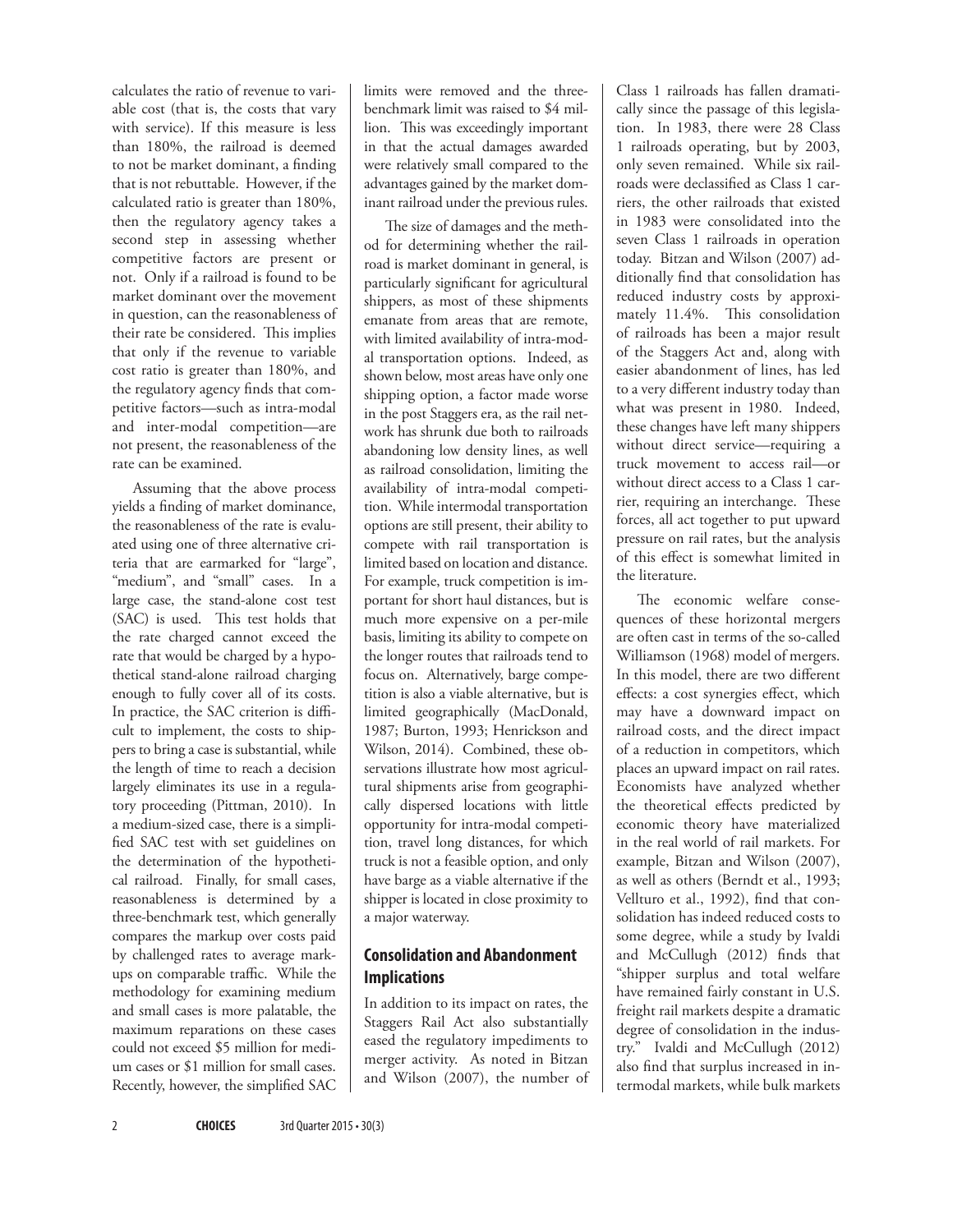calculates the ratio of revenue to variable cost (that is, the costs that vary with service). If this measure is less than 180%, the railroad is deemed to not be market dominant, a finding that is not rebuttable. However, if the calculated ratio is greater than 180%, then the regulatory agency takes a second step in assessing whether competitive factors are present or not. Only if a railroad is found to be market dominant over the movement in question, can the reasonableness of their rate be considered. This implies that only if the revenue to variable cost ratio is greater than 180%, and the regulatory agency finds that competitive factors—such as intra-modal and inter-modal competition—are not present, the reasonableness of the rate can be examined.

Assuming that the above process yields a finding of market dominance, the reasonableness of the rate is evaluated using one of three alternative criteria that are earmarked for "large", "medium", and "small" cases. In a large case, the stand-alone cost test (SAC) is used. This test holds that the rate charged cannot exceed the rate that would be charged by a hypothetical stand-alone railroad charging enough to fully cover all of its costs. In practice, the SAC criterion is difficult to implement, the costs to shippers to bring a case is substantial, while the length of time to reach a decision largely eliminates its use in a regulatory proceeding (Pittman, 2010). In a medium-sized case, there is a simplified SAC test with set guidelines on the determination of the hypothetical railroad. Finally, for small cases, reasonableness is determined by a three-benchmark test, which generally compares the markup over costs paid by challenged rates to average markups on comparable traffic. While the methodology for examining medium and small cases is more palatable, the maximum reparations on these cases could not exceed $5 million for medium cases or $1 million for small cases. Recently, however, the simplified SAC limits were removed and the three-benchmark limit was raised to $4 million. This was exceedingly important in that the actual damages awarded were relatively small compared to the advantages gained by the market dominant railroad under the previous rules.

The size of damages and the method for determining whether the railroad is market dominant in general, is particularly significant for agricultural shippers, as most of these shipments emanate from areas that are remote, with limited availability of intra-modal transportation options. Indeed, as shown below, most areas have only one shipping option, a factor made worse in the post Staggers era, as the rail network has shrunk due both to railroads abandoning low density lines, as well as railroad consolidation, limiting the availability of intra-modal competition. While intermodal transportation options are still present, their ability to compete with rail transportation is limited based on location and distance. For example, truck competition is important for short haul distances, but is much more expensive on a per-mile basis, limiting its ability to compete on the longer routes that railroads tend to focus on. Alternatively, barge competition is also a viable alternative, but is limited geographically (MacDonald, 1987; Burton, 1993; Henrickson and Wilson, 2014). Combined, these observations illustrate how most agricultural shipments arise from geographically dispersed locations with little opportunity for intra-modal competition, travel long distances, for which truck is not a feasible option, and only have barge as a viable alternative if the shipper is located in close proximity to a major waterway.

## Consolidation and Abandonment Implications

In addition to its impact on rates, the Staggers Rail Act also substantially eased the regulatory impediments to merger activity. As noted in Bitzan and Wilson (2007), the number of Class 1 railroads has fallen dramatically since the passage of this legislation. In 1983, there were 28 Class 1 railroads operating, but by 2003, only seven remained. While six railroads were declassified as Class 1 carriers, the other railroads that existed in 1983 were consolidated into the seven Class 1 railroads in operation today. Bitzan and Wilson (2007) additionally find that consolidation has reduced industry costs by approximately 11.4%. This consolidation of railroads has been a major result of the Staggers Act and, along with easier abandonment of lines, has led to a very different industry today than what was present in 1980. Indeed, these changes have left many shippers without direct service—requiring a truck movement to access rail—or without direct access to a Class 1 carrier, requiring an interchange. These forces, all act together to put upward pressure on rail rates, but the analysis of this effect is somewhat limited in the literature.

The economic welfare consequences of these horizontal mergers are often cast in terms of the so-called Williamson (1968) model of mergers. In this model, there are two different effects: a cost synergies effect, which may have a downward impact on railroad costs, and the direct impact of a reduction in competitors, which places an upward impact on rail rates. Economists have analyzed whether the theoretical effects predicted by economic theory have materialized in the real world of rail markets. For example, Bitzan and Wilson (2007), as well as others (Berndt et al., 1993; Vellturo et al., 1992), find that consolidation has indeed reduced costs to some degree, while a study by Ivaldi and McCullugh (2012) finds that "shipper surplus and total welfare have remained fairly constant in U.S. freight rail markets despite a dramatic degree of consolidation in the industry." Ivaldi and McCullugh (2012) also find that surplus increased in intermodal markets, while bulk markets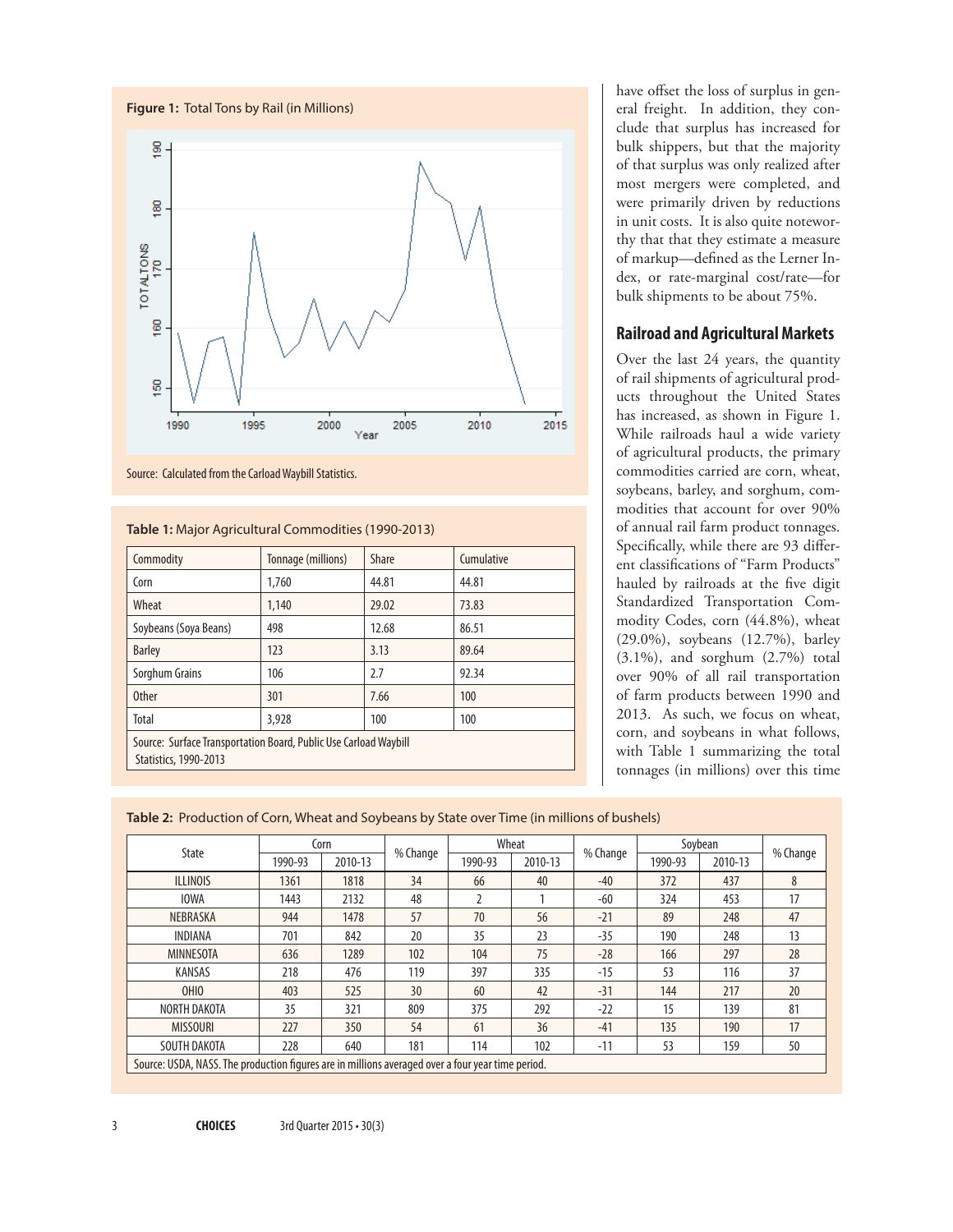**Figure 1:** Total Tons by Rail (in Millions)

Source: Calculated from the Carload Waybill Statistics.

**Table 1:** Major Agricultural Commodities (1990-2013)

| Commodity | Tonnage (millions) | Share | Cumulative |
|---|---|---|---|
| Corn | 1,760 | 44.81 | 44.81 |
| Wheat | 1,140 | 29.02 | 73.83 |
| Soybeans (Soya Beans) | 498 | 12.68 | 86.51 |
| Barley | 123 | 3.13 | 89.64 |
| Sorghum Grains | 106 | 2.7 | 92.34 |
| Other | 301 | 7.66 | 100 |
| Total | 3,928 | 100 | 100 |

Source: Surface Transportation Board, Public Use Carload Waybill Statistics, 1990-2013

have offset the loss of surplus in general freight. In addition, they conclude that surplus has increased for bulk shippers, but that the majority of that surplus was only realized after most mergers were completed, and were primarily driven by reductions in unit costs. It is also quite noteworthy that that they estimate a measure of markup—defined as the Lerner Index, or rate-marginal cost/rate—for bulk shipments to be about 75%.

## Railroad and Agricultural Markets

Over the last 24 years, the quantity of rail shipments of agricultural products throughout the United States has increased, as shown in Figure 1. While railroads haul a wide variety of agricultural products, the primary commodities carried are corn, wheat, soybeans, barley, and sorghum, commodities that account for over 90% of annual rail farm product tonnages. Specifically, while there are 93 different classifications of "Farm Products" hauled by railroads at the five digit Standardized Transportation Commodity Codes, corn (44.8%), wheat (29.0%), soybeans (12.7%), barley (3.1%), and sorghum (2.7%) total over 90% of all rail transportation of farm products between 1990 and 2013. As such, we focus on wheat, corn, and soybeans in what follows, with Table 1 summarizing the total tonnages (in millions) over this time

**Table 2:** Production of Corn, Wheat and Soybeans by State over Time (in millions of bushels)

| State | Corn | | % Change | Wheat | | % Change | Soybean | | % Change |
|---|---|---|---|---|---|---|---|---|---|
| | 1990-93 | 2010-13 | | 1990-93 | 2010-13 | | 1990-93 | 2010-13 | |
| ILLINOIS | 1361 | 1818 | 34 | 66 | 40 | -40 | 372 | 437 | 8 |
| IOWA | 1443 | 2132 | 48 | 2 | 1 | -60 | 324 | 453 | 17 |
| NEBRASKA | 944 | 1478 | 57 | 70 | 56 | -21 | 89 | 248 | 47 |
| INDIANA | 701 | 842 | 20 | 35 | 23 | -35 | 190 | 248 | 13 |
| MINNESOTA | 636 | 1289 | 102 | 104 | 75 | -28 | 166 | 297 | 28 |
| KANSAS | 218 | 476 | 119 | 397 | 335 | -15 | 53 | 116 | 37 |
| OHIO | 403 | 525 | 30 | 60 | 42 | -31 | 144 | 217 | 20 |
| NORTH DAKOTA | 35 | 321 | 809 | 375 | 292 | -22 | 15 | 139 | 81 |
| MISSOURI | 227 | 350 | 54 | 61 | 36 | -41 | 135 | 190 | 17 |
| SOUTH DAKOTA | 228 | 640 | 181 | 114 | 102 | -11 | 53 | 159 | 50 |

Source: USDA, NASS. The production figures are in millions averaged over a four year time period.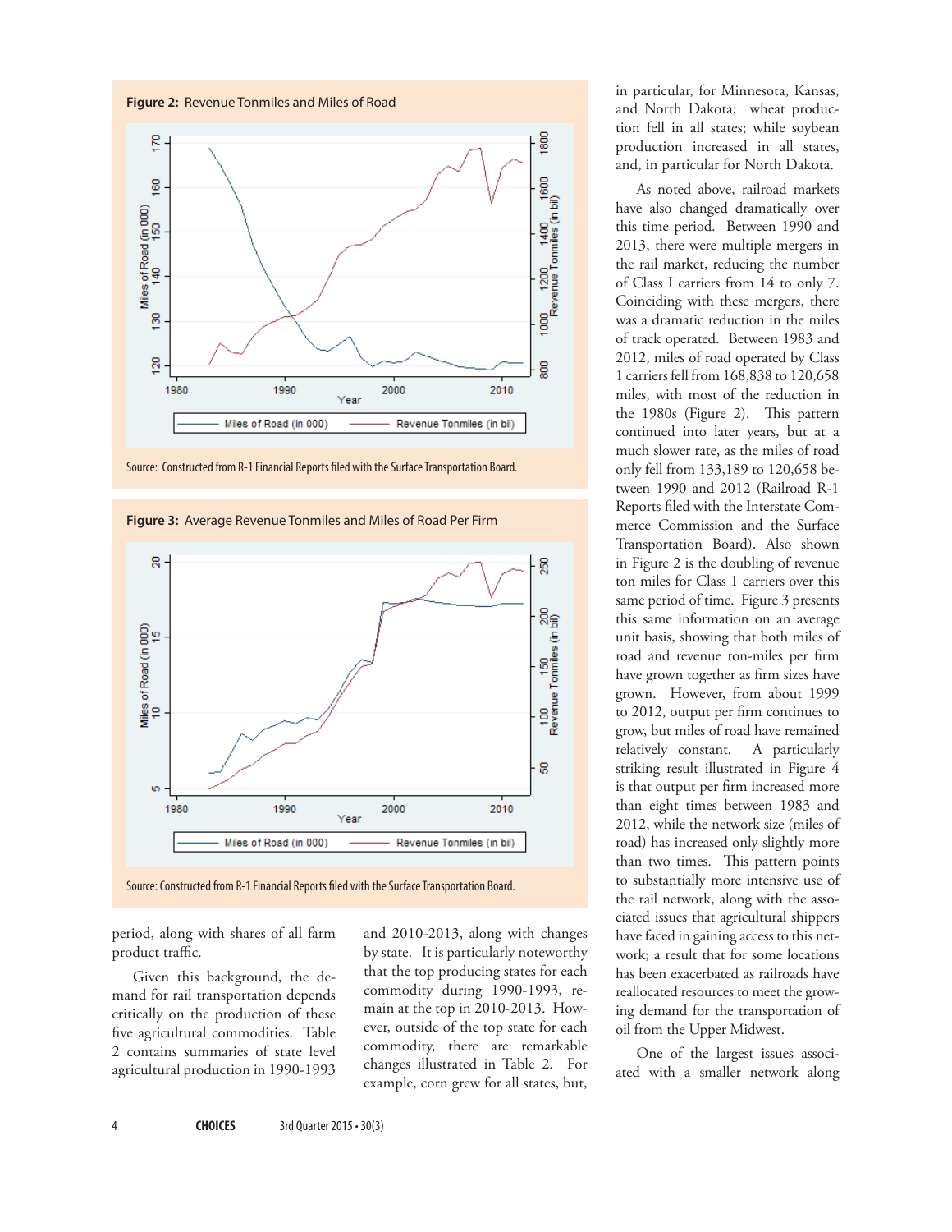**Figure 2:** Revenue Tonmiles and Miles of Road

Source: Constructed from R-1 Financial Reports filed with the Surface Transportation Board.

**Figure 3:** Average Revenue Tonmiles and Miles of Road Per Firm

Source: Constructed from R-1 Financial Reports filed with the Surface Transportation Board.

period, along with shares of all farm product traffic.

Given this background, the demand for rail transportation depends critically on the production of these five agricultural commodities. Table 2 contains summaries of state level agricultural production in 1990-1993 and 2010-2013, along with changes by state. It is particularly noteworthy that the top producing states for each commodity during 1990-1993, remain at the top in 2010-2013. However, outside of the top state for each commodity, there are remarkable changes illustrated in Table 2. For example, corn grew for all states, but, in particular, for Minnesota, Kansas, and North Dakota; wheat production fell in all states; while soybean production increased in all states, and, in particular for North Dakota.

As noted above, railroad markets have also changed dramatically over this time period. Between 1990 and 2013, there were multiple mergers in the rail market, reducing the number of Class I carriers from 14 to only 7. Coinciding with these mergers, there was a dramatic reduction in the miles of track operated. Between 1983 and 2012, miles of road operated by Class 1 carriers fell from 168,838 to 120,658 miles, with most of the reduction in the 1980s (Figure 2). This pattern continued into later years, but at a much slower rate, as the miles of road only fell from 133,189 to 120,658 between 1990 and 2012 (Railroad R-1 Reports filed with the Interstate Commerce Commission and the Surface Transportation Board). Also shown in Figure 2 is the doubling of revenue ton miles for Class 1 carriers over this same period of time. Figure 3 presents this same information on an average unit basis, showing that both miles of road and revenue ton-miles per firm have grown together as firm sizes have grown. However, from about 1999 to 2012, output per firm continues to grow, but miles of road have remained relatively constant. A particularly striking result illustrated in Figure 4 is that output per firm increased more than eight times between 1983 and 2012, while the network size (miles of road) has increased only slightly more than two times. This pattern points to substantially more intensive use of the rail network, along with the associated issues that agricultural shippers have faced in gaining access to this network; a result that for some locations has been exacerbated as railroads have reallocated resources to meet the growing demand for the transportation of oil from the Upper Midwest.

One of the largest issues associated with a smaller network along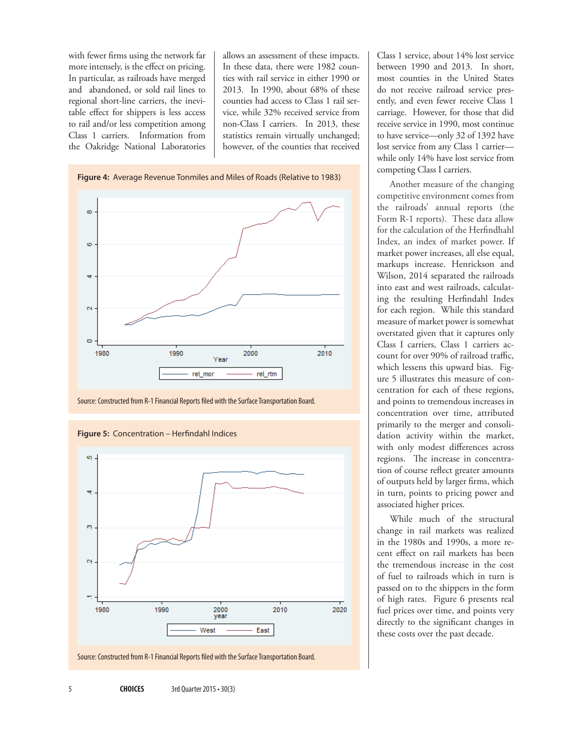with fewer firms using the network far more intensely, is the effect on pricing. In particular, as railroads have merged and abandoned, or sold rail lines to regional short-line carriers, the inevitable effect for shippers is less access to rail and/or less competition among Class 1 carriers. Information from the Oakridge National Laboratories allows an assessment of these impacts. In these data, there were 1982 counties with rail service in either 1990 or 2013. In 1990, about 68% of these counties had access to Class 1 rail service, while 32% received service from non-Class I carriers. In 2013, these statistics remain virtually unchanged; however, of the counties that received Class 1 service, about 14% lost service between 1990 and 2013. In short, most counties in the United States do not receive railroad service presently, and even fewer receive Class 1 carriage. However, for those that did receive service in 1990, most continue to have service—only 32 of 1392 have lost service from any Class 1 carrier—while only 14% have lost service from competing Class I carriers.

**Figure 4:** Average Revenue Tonmiles and Miles of Roads (Relative to 1983)

Source: Constructed from R-1 Financial Reports filed with the Surface Transportation Board.

**Figure 5:** Concentration – Herfindahl Indices

Source: Constructed from R-1 Financial Reports filed with the Surface Transportation Board.

Another measure of the changing competitive environment comes from the railroads' annual reports (the Form R-1 reports). These data allow for the calculation of the Herfindhahl Index, an index of market power. If market power increases, all else equal, markups increase. Henrickson and Wilson, 2014 separated the railroads into east and west railroads, calculating the resulting Herfindahl Index for each region. While this standard measure of market power is somewhat overstated given that it captures only Class I carriers, Class 1 carriers account for over 90% of railroad traffic, which lessens this upward bias. Figure 5 illustrates this measure of concentration for each of these regions, and points to tremendous increases in concentration over time, attributed primarily to the merger and consolidation activity within the market, with only modest differences across regions. The increase in concentration of course reflect greater amounts of outputs held by larger firms, which in turn, points to pricing power and associated higher prices.

While much of the structural change in rail markets was realized in the 1980s and 1990s, a more recent effect on rail markets has been the tremendous increase in the cost of fuel to railroads which in turn is passed on to the shippers in the form of high rates. Figure 6 presents real fuel prices over time, and points very directly to the significant changes in these costs over the past decade.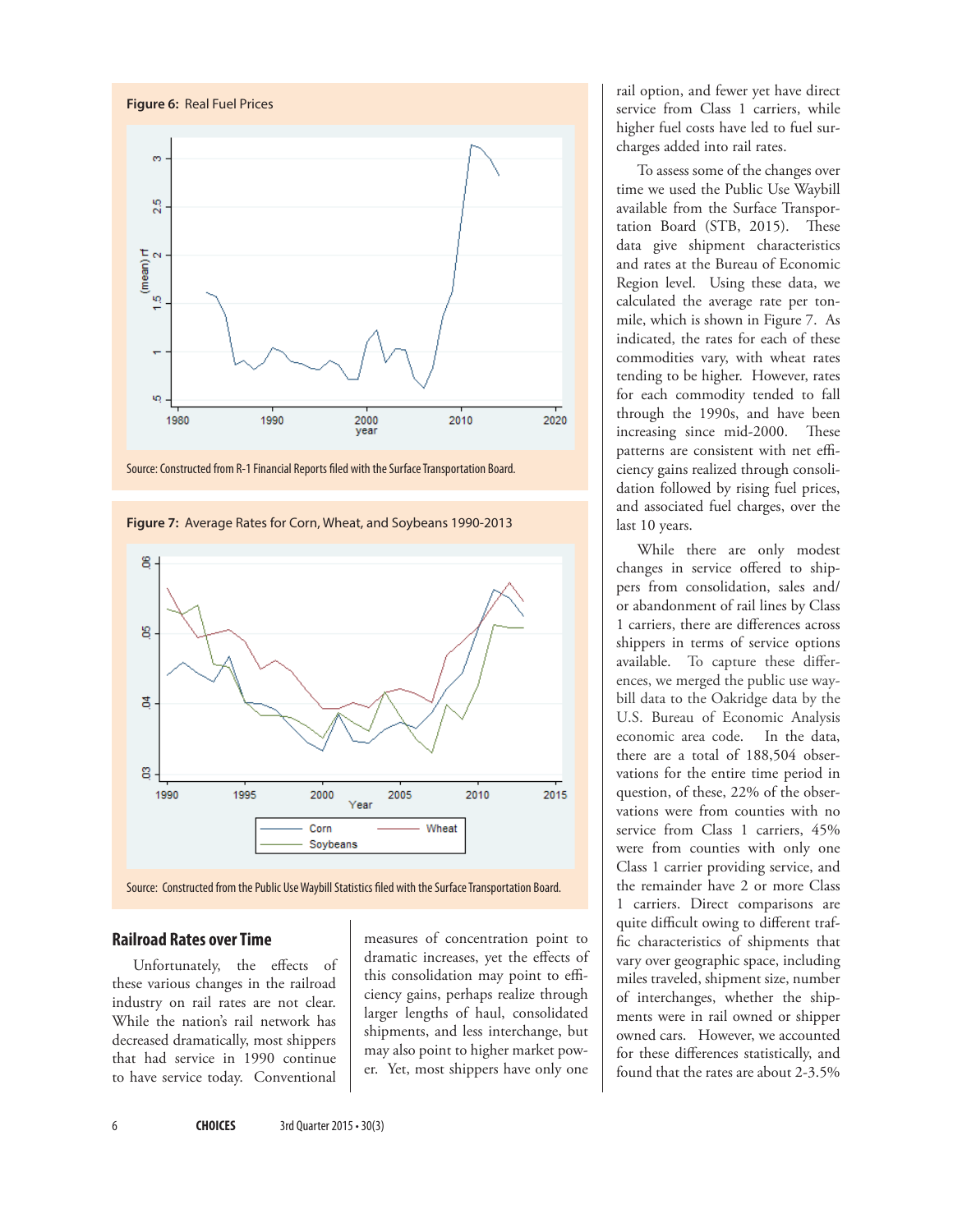**Figure 6:** Real Fuel Prices

Source: Constructed from R-1 Financial Reports filed with the Surface Transportation Board.

**Figure 7:** Average Rates for Corn, Wheat, and Soybeans 1990-2013

Source: Constructed from the Public Use Waybill Statistics filed with the Surface Transportation Board.

## Railroad Rates over Time

Unfortunately, the effects of these various changes in the railroad industry on rail rates are not clear. While the nation's rail network has decreased dramatically, most shippers that had service in 1990 continue to have service today. Conventional measures of concentration point to dramatic increases, yet the effects of this consolidation may point to efficiency gains, perhaps realize through larger lengths of haul, consolidated shipments, and less interchange, but may also point to higher market power. Yet, most shippers have only one rail option, and fewer yet have direct service from Class 1 carriers, while higher fuel costs have led to fuel surcharges added into rail rates.

To assess some of the changes over time we used the Public Use Waybill available from the Surface Transportation Board (STB, 2015). These data give shipment characteristics and rates at the Bureau of Economic Region level. Using these data, we calculated the average rate per ton-mile, which is shown in Figure 7. As indicated, the rates for each of these commodities vary, with wheat rates tending to be higher. However, rates for each commodity tended to fall through the 1990s, and have been increasing since mid-2000. These patterns are consistent with net efficiency gains realized through consolidation followed by rising fuel prices, and associated fuel charges, over the last 10 years.

While there are only modest changes in service offered to shippers from consolidation, sales and/or abandonment of rail lines by Class 1 carriers, there are differences across shippers in terms of service options available. To capture these differences, we merged the public use waybill data to the Oakridge data by the U.S. Bureau of Economic Analysis economic area code. In the data, there are a total of 188,504 observations for the entire time period in question, of these, 22% of the observations were from counties with no service from Class 1 carriers, 45% were from counties with only one Class 1 carrier providing service, and the remainder have 2 or more Class 1 carriers. Direct comparisons are quite difficult owing to different traffic characteristics of shipments that vary over geographic space, including miles traveled, shipment size, number of interchanges, whether the shipments were in rail owned or shipper owned cars. However, we accounted for these differences statistically, and found that the rates are about 2-3.5%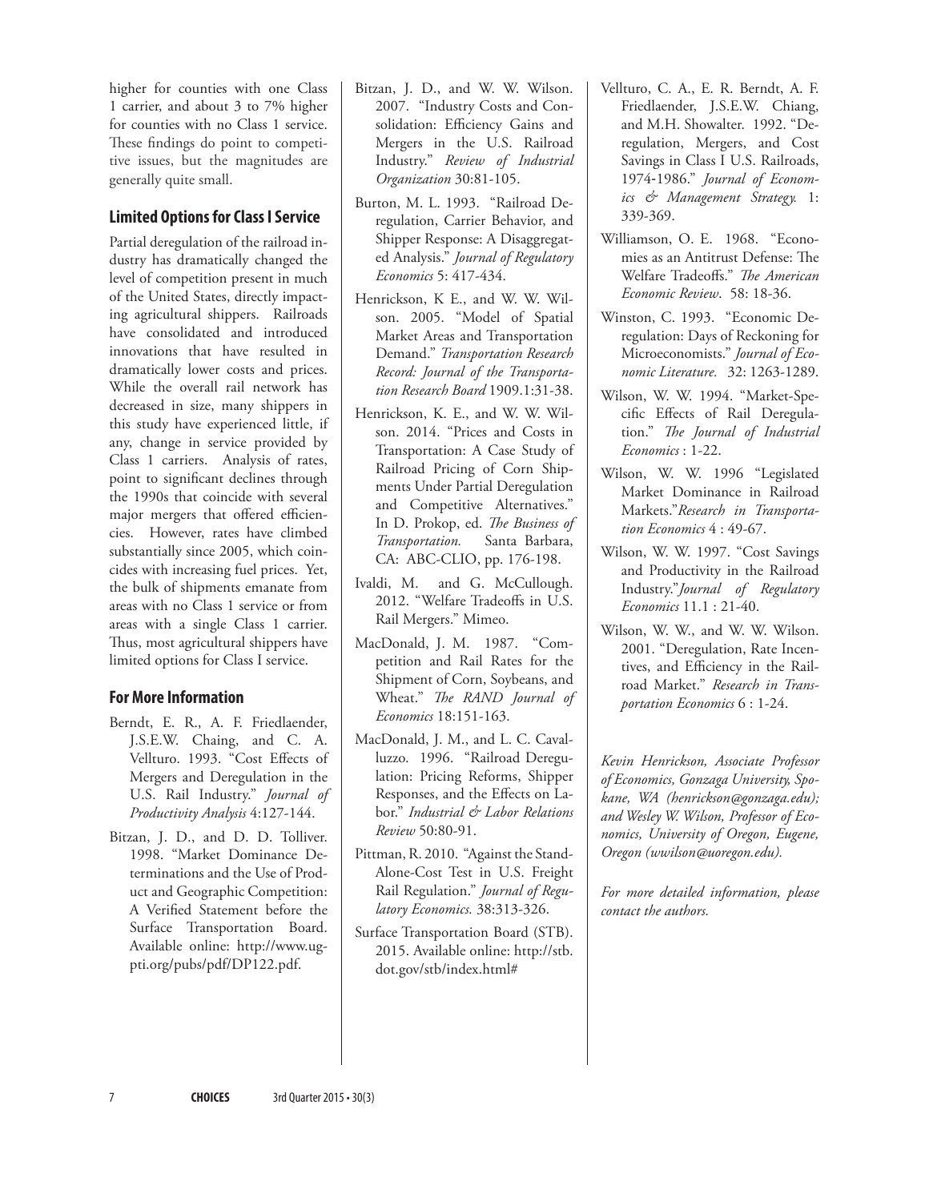higher for counties with one Class 1 carrier, and about 3 to 7% higher for counties with no Class 1 service. These findings do point to competitive issues, but the magnitudes are generally quite small.

## Limited Options for Class I Service

Partial deregulation of the railroad industry has dramatically changed the level of competition present in much of the United States, directly impacting agricultural shippers. Railroads have consolidated and introduced innovations that have resulted in dramatically lower costs and prices. While the overall rail network has decreased in size, many shippers in this study have experienced little, if any, change in service provided by Class 1 carriers. Analysis of rates, point to significant declines through the 1990s that coincide with several major mergers that offered efficiencies. However, rates have climbed substantially since 2005, which coincides with increasing fuel prices. Yet, the bulk of shipments emanate from areas with no Class 1 service or from areas with a single Class 1 carrier. Thus, most agricultural shippers have limited options for Class I service.

## For More Information

- Berndt, E. R., A. F. Friedlaender, J.S.E.W. Chaing, and C. A. Vellturo. 1993. "Cost Effects of Mergers and Deregulation in the U.S. Rail Industry." *Journal of Productivity Analysis* 4:127-144.
- Bitzan, J. D., and D. D. Tolliver. 1998. "Market Dominance Determinations and the Use of Product and Geographic Competition: A Verified Statement before the Surface Transportation Board. Available online: http://www.ugpti.org/pubs/pdf/DP122.pdf.
- Bitzan, J. D., and W. W. Wilson. 2007. "Industry Costs and Consolidation: Efficiency Gains and Mergers in the U.S. Railroad Industry." *Review of Industrial Organization* 30:81-105.
- Burton, M. L. 1993. "Railroad Deregulation, Carrier Behavior, and Shipper Response: A Disaggregated Analysis." *Journal of Regulatory Economics* 5: 417-434.
- Henrickson, K E., and W. W. Wilson. 2005. "Model of Spatial Market Areas and Transportation Demand." *Transportation Research Record: Journal of the Transportation Research Board* 1909.1:31-38.
- Henrickson, K. E., and W. W. Wilson. 2014. "Prices and Costs in Transportation: A Case Study of Railroad Pricing of Corn Shipments Under Partial Deregulation and Competitive Alternatives." In D. Prokop, ed. *The Business of Transportation.* Santa Barbara, CA: ABC-CLIO, pp. 176-198.
- Ivaldi, M. and G. McCullough. 2012. "Welfare Tradeoffs in U.S. Rail Mergers." Mimeo.
- MacDonald, J. M. 1987. "Competition and Rail Rates for the Shipment of Corn, Soybeans, and Wheat." *The RAND Journal of Economics* 18:151-163.
- MacDonald, J. M., and L. C. Cavalluzzo. 1996. "Railroad Deregulation: Pricing Reforms, Shipper Responses, and the Effects on Labor." *Industrial & Labor Relations Review* 50:80-91.
- Pittman, R. 2010. "Against the Stand-Alone-Cost Test in U.S. Freight Rail Regulation." *Journal of Regulatory Economics.* 38:313-326.
- Surface Transportation Board (STB). 2015. Available online: http://stb.dot.gov/stb/index.html#
- Vellturo, C. A., E. R. Berndt, A. F. Friedlaender, J.S.E.W. Chiang, and M.H. Showalter. 1992. "Deregulation, Mergers, and Cost Savings in Class I U.S. Railroads, 1974-1986." *Journal of Economics & Management Strategy.* 1: 339-369.
- Williamson, O. E. 1968. "Economies as an Antitrust Defense: The Welfare Tradeoffs." *The American Economic Review*. 58: 18-36.
- Winston, C. 1993. "Economic Deregulation: Days of Reckoning for Microeconomists." *Journal of Economic Literature.* 32: 1263-1289.
- Wilson, W. W. 1994. "Market-Specific Effects of Rail Deregulation." *The Journal of Industrial Economics* : 1-22.
- Wilson, W. W. 1996 "Legislated Market Dominance in Railroad Markets."*Research in Transportation Economics* 4 : 49-67.
- Wilson, W. W. 1997. "Cost Savings and Productivity in the Railroad Industry."*Journal of Regulatory Economics* 11.1 : 21-40.
- Wilson, W. W., and W. W. Wilson. 2001. "Deregulation, Rate Incentives, and Efficiency in the Railroad Market." *Research in Transportation Economics* 6 : 1-24.

*Kevin Henrickson, Associate Professor of Economics, Gonzaga University, Spokane, WA (henrickson@gonzaga.edu); and Wesley W. Wilson, Professor of Economics, University of Oregon, Eugene, Oregon (wwilson@uoregon.edu).*

*For more detailed information, please contact the authors.*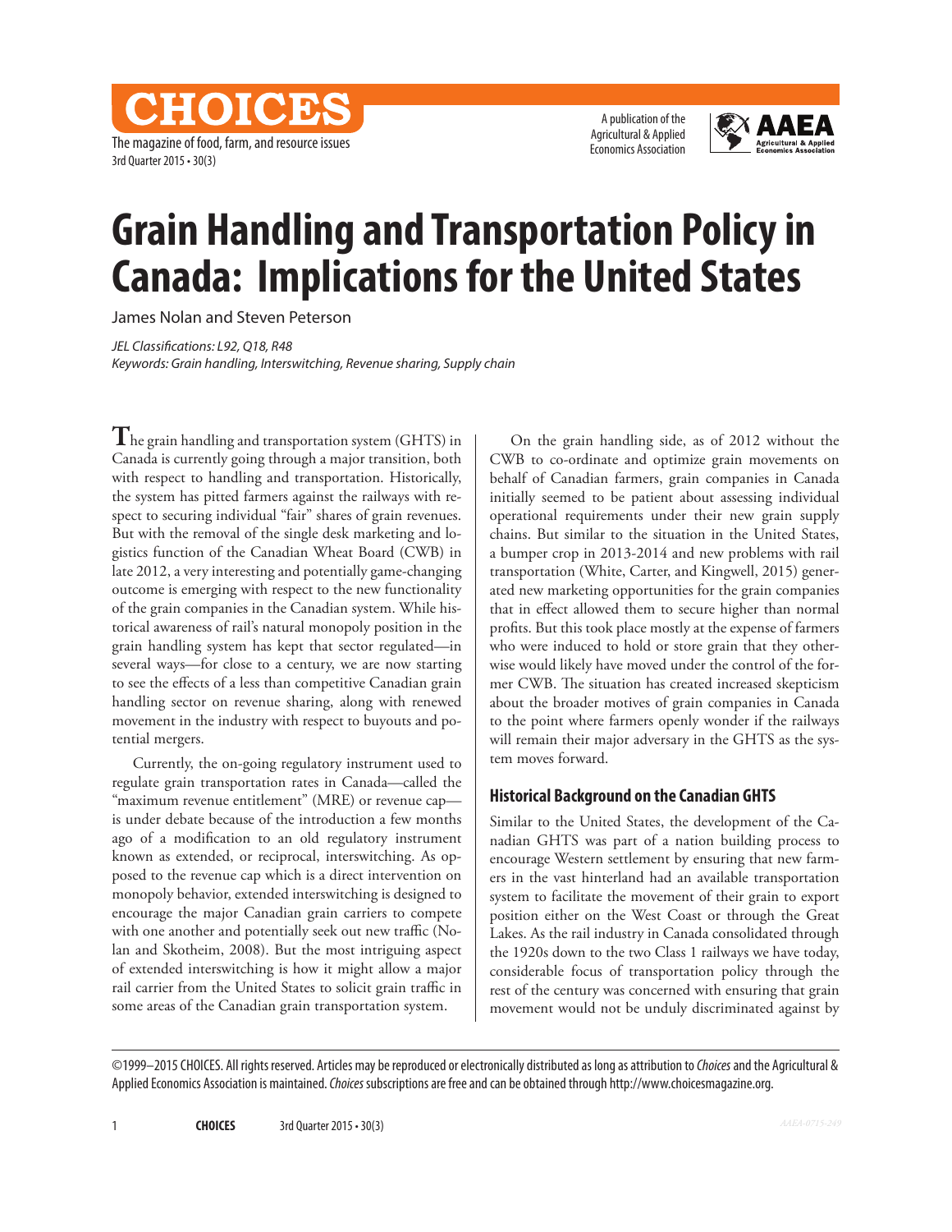# Grain Handling and Transportation Policy in Canada: Implications for the United States

James Nolan and Steven Peterson

*JEL Classifications: L92, Q18, R48*
*Keywords: Grain handling, Interswitching, Revenue sharing, Supply chain*

The grain handling and transportation system (GHTS) in Canada is currently going through a major transition, both with respect to handling and transportation. Historically, the system has pitted farmers against the railways with respect to securing individual "fair" shares of grain revenues. But with the removal of the single desk marketing and logistics function of the Canadian Wheat Board (CWB) in late 2012, a very interesting and potentially game-changing outcome is emerging with respect to the new functionality of the grain companies in the Canadian system. While historical awareness of rail's natural monopoly position in the grain handling system has kept that sector regulated—in several ways—for close to a century, we are now starting to see the effects of a less than competitive Canadian grain handling sector on revenue sharing, along with renewed movement in the industry with respect to buyouts and potential mergers.

Currently, the on-going regulatory instrument used to regulate grain transportation rates in Canada—called the "maximum revenue entitlement" (MRE) or revenue cap—is under debate because of the introduction a few months ago of a modification to an old regulatory instrument known as extended, or reciprocal, interswitching. As opposed to the revenue cap which is a direct intervention on monopoly behavior, extended interswitching is designed to encourage the major Canadian grain carriers to compete with one another and potentially seek out new traffic (Nolan and Skotheim, 2008). But the most intriguing aspect of extended interswitching is how it might allow a major rail carrier from the United States to solicit grain traffic in some areas of the Canadian grain transportation system.

On the grain handling side, as of 2012 without the CWB to co-ordinate and optimize grain movements on behalf of Canadian farmers, grain companies in Canada initially seemed to be patient about assessing individual operational requirements under their new grain supply chains. But similar to the situation in the United States, a bumper crop in 2013-2014 and new problems with rail transportation (White, Carter, and Kingwell, 2015) generated new marketing opportunities for the grain companies that in effect allowed them to secure higher than normal profits. But this took place mostly at the expense of farmers who were induced to hold or store grain that they otherwise would likely have moved under the control of the former CWB. The situation has created increased skepticism about the broader motives of grain companies in Canada to the point where farmers openly wonder if the railways will remain their major adversary in the GHTS as the system moves forward.

## Historical Background on the Canadian GHTS

Similar to the United States, the development of the Canadian GHTS was part of a nation building process to encourage Western settlement by ensuring that new farmers in the vast hinterland had an available transportation system to facilitate the movement of their grain to export position either on the West Coast or through the Great Lakes. As the rail industry in Canada consolidated through the 1920s down to the two Class 1 railways we have today, considerable focus of transportation policy through the rest of the century was concerned with ensuring that grain movement would not be unduly discriminated against by

©1999–2015 CHOICES. All rights reserved. Articles may be reproduced or electronically distributed as long as attribution to *Choices* and the Agricultural & Applied Economics Association is maintained. *Choices* subscriptions are free and can be obtained through http://www.choicesmagazine.org.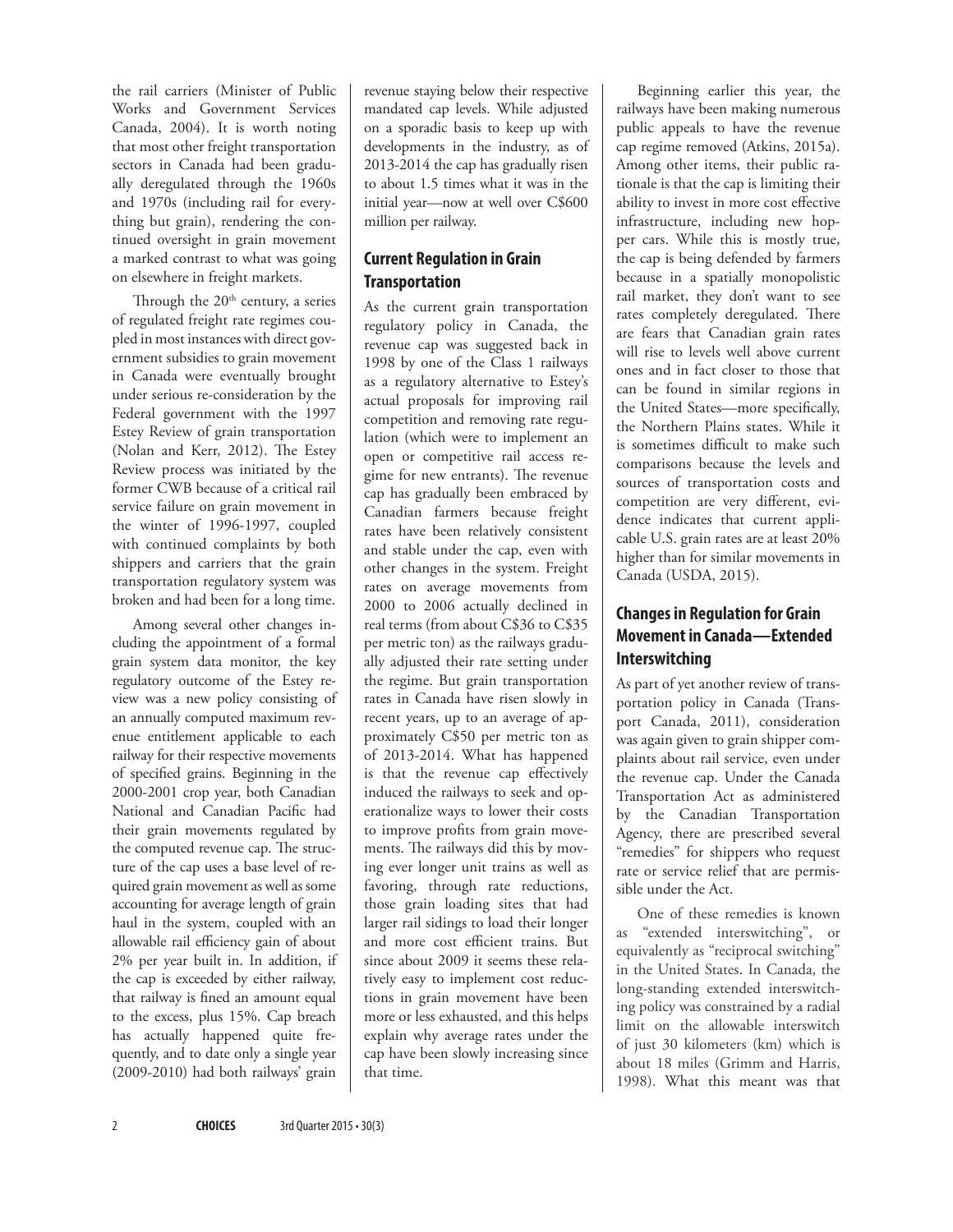the rail carriers (Minister of Public Works and Government Services Canada, 2004). It is worth noting that most other freight transportation sectors in Canada had been gradually deregulated through the 1960s and 1970s (including rail for everything but grain), rendering the continued oversight in grain movement a marked contrast to what was going on elsewhere in freight markets.

Through the 20th century, a series of regulated freight rate regimes coupled in most instances with direct government subsidies to grain movement in Canada were eventually brought under serious re-consideration by the Federal government with the 1997 Estey Review of grain transportation (Nolan and Kerr, 2012). The Estey Review process was initiated by the former CWB because of a critical rail service failure on grain movement in the winter of 1996-1997, coupled with continued complaints by both shippers and carriers that the grain transportation regulatory system was broken and had been for a long time.

Among several other changes including the appointment of a formal grain system data monitor, the key regulatory outcome of the Estey review was a new policy consisting of an annually computed maximum revenue entitlement applicable to each railway for their respective movements of specified grains. Beginning in the 2000-2001 crop year, both Canadian National and Canadian Pacific had their grain movements regulated by the computed revenue cap. The structure of the cap uses a base level of required grain movement as well as some accounting for average length of grain haul in the system, coupled with an allowable rail efficiency gain of about 2% per year built in. In addition, if the cap is exceeded by either railway, that railway is fined an amount equal to the excess, plus 15%. Cap breach has actually happened quite frequently, and to date only a single year (2009-2010) had both railways' grain revenue staying below their respective mandated cap levels. While adjusted on a sporadic basis to keep up with developments in the industry, as of 2013-2014 the cap has gradually risen to about 1.5 times what it was in the initial year—now at well over C$600 million per railway.

## Current Regulation in Grain Transportation

As the current grain transportation regulatory policy in Canada, the revenue cap was suggested back in 1998 by one of the Class 1 railways as a regulatory alternative to Estey's actual proposals for improving rail competition and removing rate regulation (which were to implement an open or competitive rail access regime for new entrants). The revenue cap has gradually been embraced by Canadian farmers because freight rates have been relatively consistent and stable under the cap, even with other changes in the system. Freight rates on average movements from 2000 to 2006 actually declined in real terms (from about C$36 to C$35 per metric ton) as the railways gradually adjusted their rate setting under the regime. But grain transportation rates in Canada have risen slowly in recent years, up to an average of approximately C$50 per metric ton as of 2013-2014. What has happened is that the revenue cap effectively induced the railways to seek and operationalize ways to lower their costs to improve profits from grain movements. The railways did this by moving ever longer unit trains as well as favoring, through rate reductions, those grain loading sites that had larger rail sidings to load their longer and more cost efficient trains. But since about 2009 it seems these relatively easy to implement cost reductions in grain movement have been more or less exhausted, and this helps explain why average rates under the cap have been slowly increasing since that time.

Beginning earlier this year, the railways have been making numerous public appeals to have the revenue cap regime removed (Atkins, 2015a). Among other items, their public rationale is that the cap is limiting their ability to invest in more cost effective infrastructure, including new hopper cars. While this is mostly true, the cap is being defended by farmers because in a spatially monopolistic rail market, they don't want to see rates completely deregulated. There are fears that Canadian grain rates will rise to levels well above current ones and in fact closer to those that can be found in similar regions in the United States—more specifically, the Northern Plains states. While it is sometimes difficult to make such comparisons because the levels and sources of transportation costs and competition are very different, evidence indicates that current applicable U.S. grain rates are at least 20% higher than for similar movements in Canada (USDA, 2015).

## Changes in Regulation for Grain Movement in Canada—Extended Interswitching

As part of yet another review of transportation policy in Canada (Transport Canada, 2011), consideration was again given to grain shipper complaints about rail service, even under the revenue cap. Under the Canada Transportation Act as administered by the Canadian Transportation Agency, there are prescribed several "remedies" for shippers who request rate or service relief that are permissible under the Act.

One of these remedies is known as "extended interswitching", or equivalently as "reciprocal switching" in the United States. In Canada, the long-standing extended interswitching policy was constrained by a radial limit on the allowable interswitch of just 30 kilometers (km) which is about 18 miles (Grimm and Harris, 1998). What this meant was that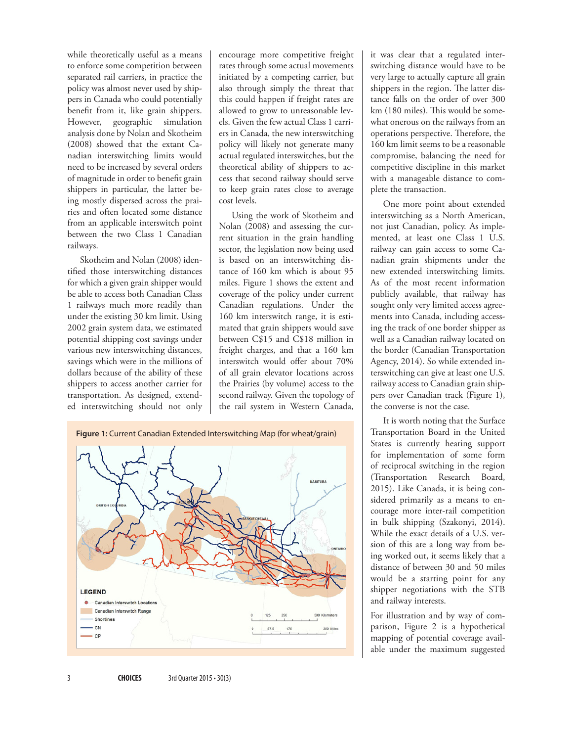while theoretically useful as a means to enforce some competition between separated rail carriers, in practice the policy was almost never used by shippers in Canada who could potentially benefit from it, like grain shippers. However, geographic simulation analysis done by Nolan and Skotheim (2008) showed that the extant Canadian interswitching limits would need to be increased by several orders of magnitude in order to benefit grain shippers in particular, the latter being mostly dispersed across the prairies and often located some distance from an applicable interswitch point between the two Class 1 Canadian railways.

Skotheim and Nolan (2008) identified those interswitching distances for which a given grain shipper would be able to access both Canadian Class 1 railways much more readily than under the existing 30 km limit. Using 2002 grain system data, we estimated potential shipping cost savings under various new interswitching distances, savings which were in the millions of dollars because of the ability of these shippers to access another carrier for transportation. As designed, extended interswitching should not only encourage more competitive freight rates through some actual movements initiated by a competing carrier, but also through simply the threat that this could happen if freight rates are allowed to grow to unreasonable levels. Given the few actual Class 1 carriers in Canada, the new interswitching policy will likely not generate many actual regulated interswitches, but the theoretical ability of shippers to access that second railway should serve to keep grain rates close to average cost levels.

Using the work of Skotheim and Nolan (2008) and assessing the current situation in the grain handling sector, the legislation now being used is based on an interswitching distance of 160 km which is about 95 miles. Figure 1 shows the extent and coverage of the policy under current Canadian regulations. Under the 160 km interswitch range, it is estimated that grain shippers would save between C$15 and C$18 million in freight charges, and that a 160 km interswitch would offer about 70% of all grain elevator locations across the Prairies (by volume) access to the second railway. Given the topology of the rail system in Western Canada, it was clear that a regulated interswitching distance would have to be very large to actually capture all grain shippers in the region. The latter distance falls on the order of over 300 km (180 miles). This would be somewhat onerous on the railways from an operations perspective. Therefore, the 160 km limit seems to be a reasonable compromise, balancing the need for competitive discipline in this market with a manageable distance to complete the transaction.

One more point about extended interswitching as a North American, not just Canadian, policy. As implemented, at least one Class 1 U.S. railway can gain access to some Canadian grain shipments under the new extended interswitching limits. As of the most recent information publicly available, that railway has sought only very limited access agreements into Canada, including accessing the track of one border shipper as well as a Canadian railway located on the border (Canadian Transportation Agency, 2014). So while extended interswitching can give at least one U.S. railway access to Canadian grain shippers over Canadian track (Figure 1), the converse is not the case.

It is worth noting that the Surface Transportation Board in the United States is currently hearing support for implementation of some form of reciprocal switching in the region (Transportation Research Board, 2015). Like Canada, it is being considered primarily as a means to encourage more inter-rail competition in bulk shipping (Szakonyi, 2014). While the exact details of a U.S. version of this are a long way from being worked out, it seems likely that a distance of between 30 and 50 miles would be a starting point for any shipper negotiations with the STB and railway interests.

For illustration and by way of comparison, Figure 2 is a hypothetical mapping of potential coverage available under the maximum suggested

**Figure 1:** Current Canadian Extended Interswitching Map (for wheat/grain)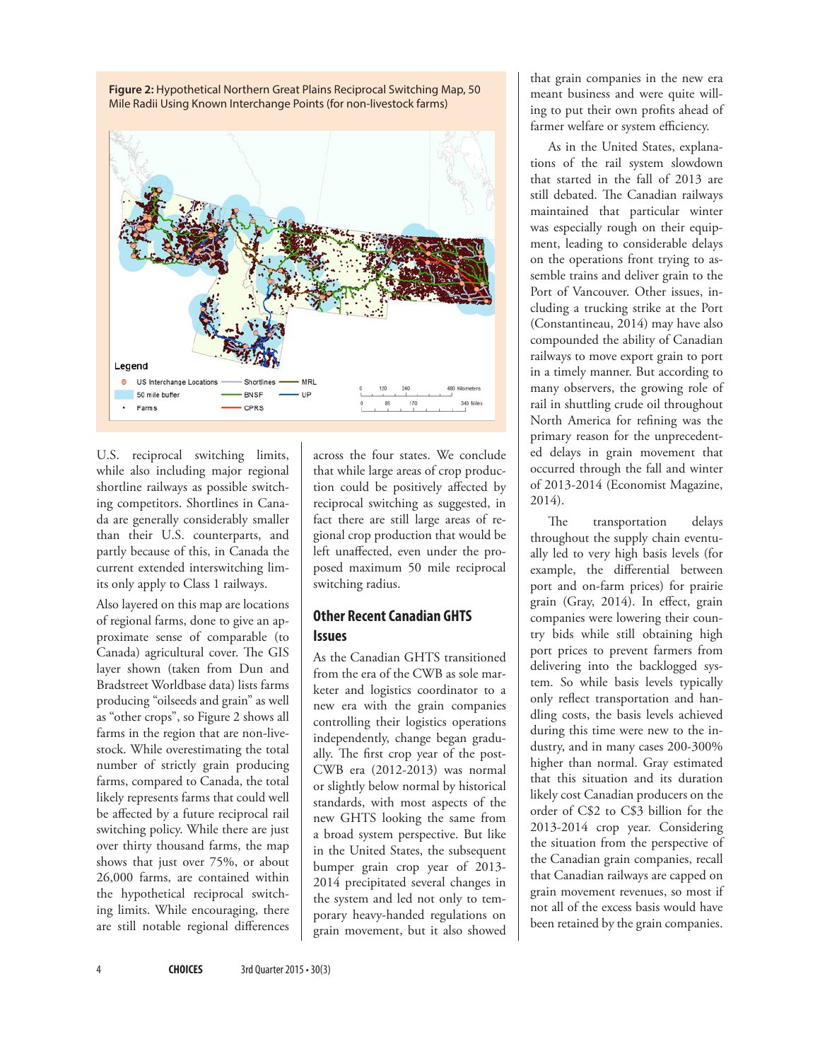**Figure 2:** Hypothetical Northern Great Plains Reciprocal Switching Map, 50 Mile Radii Using Known Interchange Points (for non-livestock farms)

Legend: US Interchange Locations; 50 mile buffer; Farms; Shortlines; BNSF; CPRS; MRL; UP

U.S. reciprocal switching limits, while also including major regional shortline railways as possible switching competitors. Shortlines in Canada are generally considerably smaller than their U.S. counterparts, and partly because of this, in Canada the current extended interswitching limits only apply to Class 1 railways.

Also layered on this map are locations of regional farms, done to give an approximate sense of comparable (to Canada) agricultural cover. The GIS layer shown (taken from Dun and Bradstreet Worldbase data) lists farms producing "oilseeds and grain" as well as "other crops", so Figure 2 shows all farms in the region that are non-livestock. While overestimating the total number of strictly grain producing farms, compared to Canada, the total likely represents farms that could well be affected by a future reciprocal rail switching policy. While there are just over thirty thousand farms, the map shows that just over 75%, or about 26,000 farms, are contained within the hypothetical reciprocal switching limits. While encouraging, there are still notable regional differences across the four states. We conclude that while large areas of crop production could be positively affected by reciprocal switching as suggested, in fact there are still large areas of regional crop production that would be left unaffected, even under the proposed maximum 50 mile reciprocal switching radius.

## Other Recent Canadian GHTS Issues

As the Canadian GHTS transitioned from the era of the CWB as sole marketer and logistics coordinator to a new era with the grain companies controlling their logistics operations independently, change began gradually. The first crop year of the post-CWB era (2012-2013) was normal or slightly below normal by historical standards, with most aspects of the new GHTS looking the same from a broad system perspective. But like in the United States, the subsequent bumper grain crop year of 2013-2014 precipitated several changes in the system and led not only to temporary heavy-handed regulations on grain movement, but it also showed that grain companies in the new era meant business and were quite willing to put their own profits ahead of farmer welfare or system efficiency.

As in the United States, explanations of the rail system slowdown that started in the fall of 2013 are still debated. The Canadian railways maintained that particular winter was especially rough on their equipment, leading to considerable delays on the operations front trying to assemble trains and deliver grain to the Port of Vancouver. Other issues, including a trucking strike at the Port (Constantineau, 2014) may have also compounded the ability of Canadian railways to move export grain to port in a timely manner. But according to many observers, the growing role of rail in shuttling crude oil throughout North America for refining was the primary reason for the unprecedented delays in grain movement that occurred through the fall and winter of 2013-2014 (Economist Magazine, 2014).

The transportation delays throughout the supply chain eventually led to very high basis levels (for example, the differential between port and on-farm prices) for prairie grain (Gray, 2014). In effect, grain companies were lowering their country bids while still obtaining high port prices to prevent farmers from delivering into the backlogged system. So while basis levels typically only reflect transportation and handling costs, the basis levels achieved during this time were new to the industry, and in many cases 200-300% higher than normal. Gray estimated that this situation and its duration likely cost Canadian producers on the order of C$2 to C$3 billion for the 2013-2014 crop year. Considering the situation from the perspective of the Canadian grain companies, recall that Canadian railways are capped on grain movement revenues, so most if not all of the excess basis would have been retained by the grain companies.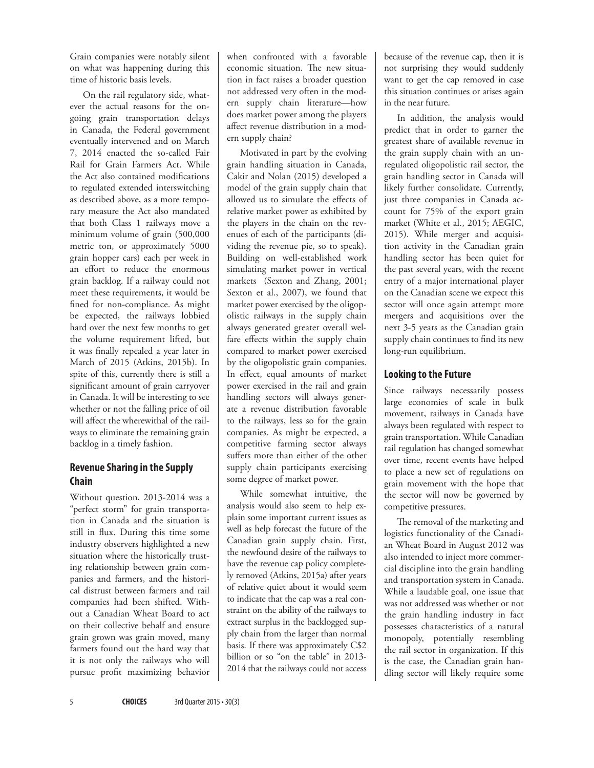Grain companies were notably silent on what was happening during this time of historic basis levels.

On the rail regulatory side, whatever the actual reasons for the ongoing grain transportation delays in Canada, the Federal government eventually intervened and on March 7, 2014 enacted the so-called Fair Rail for Grain Farmers Act. While the Act also contained modifications to regulated extended interswitching as described above, as a more temporary measure the Act also mandated that both Class 1 railways move a minimum volume of grain (500,000 metric ton, or approximately 5000 grain hopper cars) each per week in an effort to reduce the enormous grain backlog. If a railway could not meet these requirements, it would be fined for non-compliance. As might be expected, the railways lobbied hard over the next few months to get the volume requirement lifted, but it was finally repealed a year later in March of 2015 (Atkins, 2015b). In spite of this, currently there is still a significant amount of grain carryover in Canada. It will be interesting to see whether or not the falling price of oil will affect the wherewithal of the railways to eliminate the remaining grain backlog in a timely fashion.

## Revenue Sharing in the Supply Chain

Without question, 2013-2014 was a "perfect storm" for grain transportation in Canada and the situation is still in flux. During this time some industry observers highlighted a new situation where the historically trusting relationship between grain companies and farmers, and the historical distrust between farmers and rail companies had been shifted. Without a Canadian Wheat Board to act on their collective behalf and ensure grain grown was grain moved, many farmers found out the hard way that it is not only the railways who will pursue profit maximizing behavior when confronted with a favorable economic situation. The new situation in fact raises a broader question not addressed very often in the modern supply chain literature—how does market power among the players affect revenue distribution in a modern supply chain?

Motivated in part by the evolving grain handling situation in Canada, Cakir and Nolan (2015) developed a model of the grain supply chain that allowed us to simulate the effects of relative market power as exhibited by the players in the chain on the revenues of each of the participants (dividing the revenue pie, so to speak). Building on well-established work simulating market power in vertical markets (Sexton and Zhang, 2001; Sexton et al., 2007), we found that market power exercised by the oligopolistic railways in the supply chain always generated greater overall welfare effects within the supply chain compared to market power exercised by the oligopolistic grain companies. In effect, equal amounts of market power exercised in the rail and grain handling sectors will always generate a revenue distribution favorable to the railways, less so for the grain companies. As might be expected, a competitive farming sector always suffers more than either of the other supply chain participants exercising some degree of market power.

While somewhat intuitive, the analysis would also seem to help explain some important current issues as well as help forecast the future of the Canadian grain supply chain. First, the newfound desire of the railways to have the revenue cap policy completely removed (Atkins, 2015a) after years of relative quiet about it would seem to indicate that the cap was a real constraint on the ability of the railways to extract surplus in the backlogged supply chain from the larger than normal basis. If there was approximately C$2 billion or so "on the table" in 2013-2014 that the railways could not access because of the revenue cap, then it is not surprising they would suddenly want to get the cap removed in case this situation continues or arises again in the near future.

In addition, the analysis would predict that in order to garner the greatest share of available revenue in the grain supply chain with an unregulated oligopolistic rail sector, the grain handling sector in Canada will likely further consolidate. Currently, just three companies in Canada account for 75% of the export grain market (White et al., 2015; AEGIC, 2015). While merger and acquisition activity in the Canadian grain handling sector has been quiet for the past several years, with the recent entry of a major international player on the Canadian scene we expect this sector will once again attempt more mergers and acquisitions over the next 3-5 years as the Canadian grain supply chain continues to find its new long-run equilibrium.

## Looking to the Future

Since railways necessarily possess large economies of scale in bulk movement, railways in Canada have always been regulated with respect to grain transportation. While Canadian rail regulation has changed somewhat over time, recent events have helped to place a new set of regulations on grain movement with the hope that the sector will now be governed by competitive pressures.

The removal of the marketing and logistics functionality of the Canadian Wheat Board in August 2012 was also intended to inject more commercial discipline into the grain handling and transportation system in Canada. While a laudable goal, one issue that was not addressed was whether or not the grain handling industry in fact possesses characteristics of a natural monopoly, potentially resembling the rail sector in organization. If this is the case, the Canadian grain handling sector will likely require some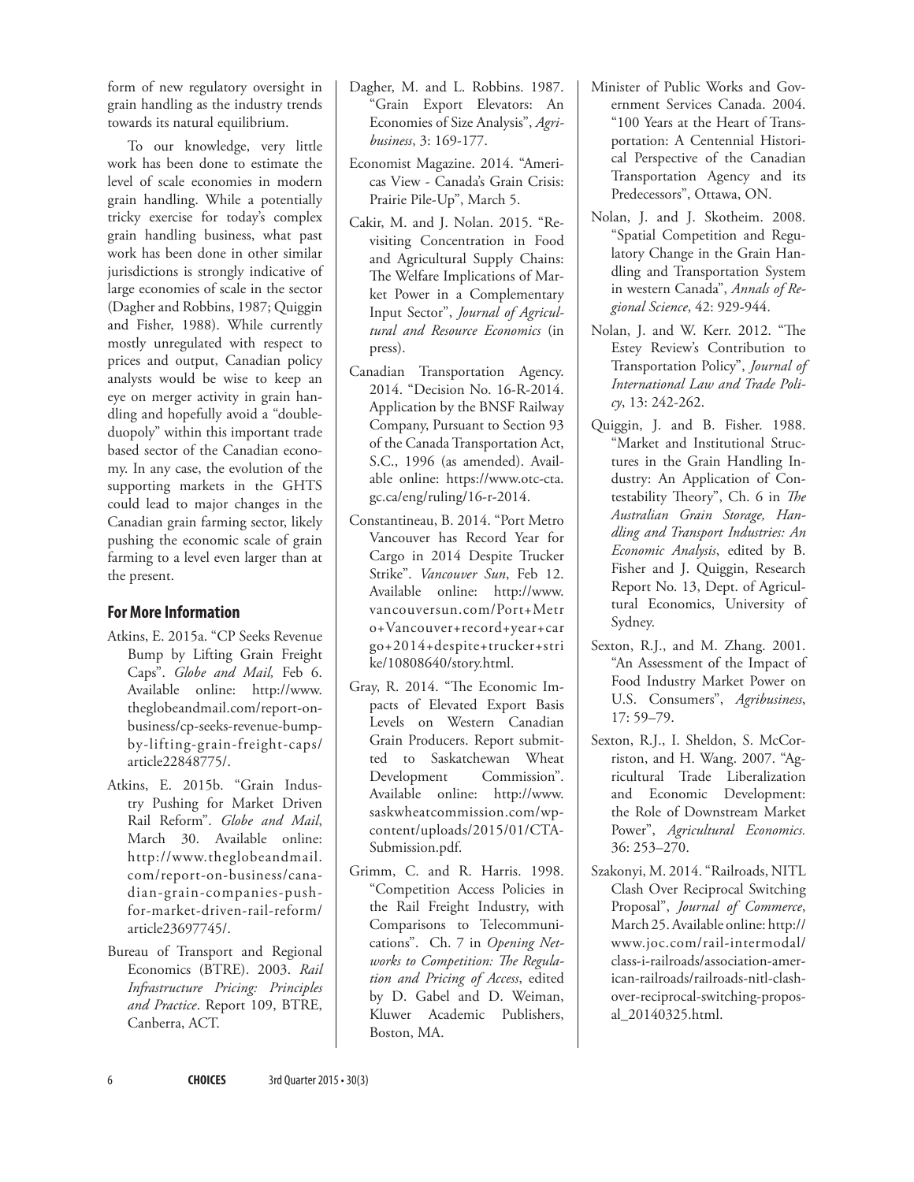form of new regulatory oversight in grain handling as the industry trends towards its natural equilibrium.

To our knowledge, very little work has been done to estimate the level of scale economies in modern grain handling. While a potentially tricky exercise for today's complex grain handling business, what past work has been done in other similar jurisdictions is strongly indicative of large economies of scale in the sector (Dagher and Robbins, 1987; Quiggin and Fisher, 1988). While currently mostly unregulated with respect to prices and output, Canadian policy analysts would be wise to keep an eye on merger activity in grain handling and hopefully avoid a "double-duopoly" within this important trade based sector of the Canadian economy. In any case, the evolution of the supporting markets in the GHTS could lead to major changes in the Canadian grain farming sector, likely pushing the economic scale of grain farming to a level even larger than at the present.

## For More Information

Atkins, E. 2015a. "CP Seeks Revenue Bump by Lifting Grain Freight Caps". *Globe and Mail,* Feb 6. Available online: http://www.theglobeandmail.com/report-on-business/cp-seeks-revenue-bump-by-lifting-grain-freight-caps/article22848775/.

Atkins, E. 2015b. "Grain Industry Pushing for Market Driven Rail Reform". *Globe and Mail*, March 30. Available online: http://www.theglobeandmail.com/report-on-business/canadian-grain-companies-push-for-market-driven-rail-reform/article23697745/.

Bureau of Transport and Regional Economics (BTRE). 2003. *Rail Infrastructure Pricing: Principles and Practice*. Report 109, BTRE, Canberra, ACT.

Dagher, M. and L. Robbins. 1987. "Grain Export Elevators: An Economies of Size Analysis", *Agribusiness*, 3: 169-177.

Economist Magazine. 2014. "Americas View - Canada's Grain Crisis: Prairie Pile-Up", March 5.

Cakir, M. and J. Nolan. 2015. "Revisiting Concentration in Food and Agricultural Supply Chains: The Welfare Implications of Market Power in a Complementary Input Sector", *Journal of Agricultural and Resource Economics* (in press).

Canadian Transportation Agency. 2014. "Decision No. 16-R-2014. Application by the BNSF Railway Company, Pursuant to Section 93 of the Canada Transportation Act, S.C., 1996 (as amended). Available online: https://www.otc-cta.gc.ca/eng/ruling/16-r-2014.

Constantineau, B. 2014. "Port Metro Vancouver has Record Year for Cargo in 2014 Despite Trucker Strike". *Vancouver Sun*, Feb 12. Available online: http://www.vancouversun.com/Port+Metro+Vancouver+record+year+cargo+2014+despite+trucker+strike/10808640/story.html.

Gray, R. 2014. "The Economic Impacts of Elevated Export Basis Levels on Western Canadian Grain Producers. Report submitted to Saskatchewan Wheat Development Commission". Available online: http://www.saskwheatcommission.com/wp-content/uploads/2015/01/CTA-Submission.pdf.

Grimm, C. and R. Harris. 1998. "Competition Access Policies in the Rail Freight Industry, with Comparisons to Telecommunications". Ch. 7 in *Opening Networks to Competition: The Regulation and Pricing of Access*, edited by D. Gabel and D. Weiman, Kluwer Academic Publishers, Boston, MA.

Minister of Public Works and Government Services Canada. 2004. "100 Years at the Heart of Transportation: A Centennial Historical Perspective of the Canadian Transportation Agency and its Predecessors", Ottawa, ON.

Nolan, J. and J. Skotheim. 2008. "Spatial Competition and Regulatory Change in the Grain Handling and Transportation System in western Canada", *Annals of Regional Science*, 42: 929-944.

Nolan, J. and W. Kerr. 2012. "The Estey Review's Contribution to Transportation Policy", *Journal of International Law and Trade Policy*, 13: 242-262.

Quiggin, J. and B. Fisher. 1988. "Market and Institutional Structures in the Grain Handling Industry: An Application of Contestability Theory", Ch. 6 in *The Australian Grain Storage, Handling and Transport Industries: An Economic Analysis*, edited by B. Fisher and J. Quiggin, Research Report No. 13, Dept. of Agricultural Economics, University of Sydney.

Sexton, R.J., and M. Zhang. 2001. "An Assessment of the Impact of Food Industry Market Power on U.S. Consumers", *Agribusiness*, 17: 59–79.

Sexton, R.J., I. Sheldon, S. McCorriston, and H. Wang. 2007. "Agricultural Trade Liberalization and Economic Development: the Role of Downstream Market Power", *Agricultural Economics.* 36: 253–270.

Szakonyi, M. 2014. "Railroads, NITL Clash Over Reciprocal Switching Proposal", *Journal of Commerce*, March 25. Available online: http://www.joc.com/rail-intermodal/class-i-railroads/association-american-railroads/railroads-nitl-clash-over-reciprocal-switching-proposal_20140325.html.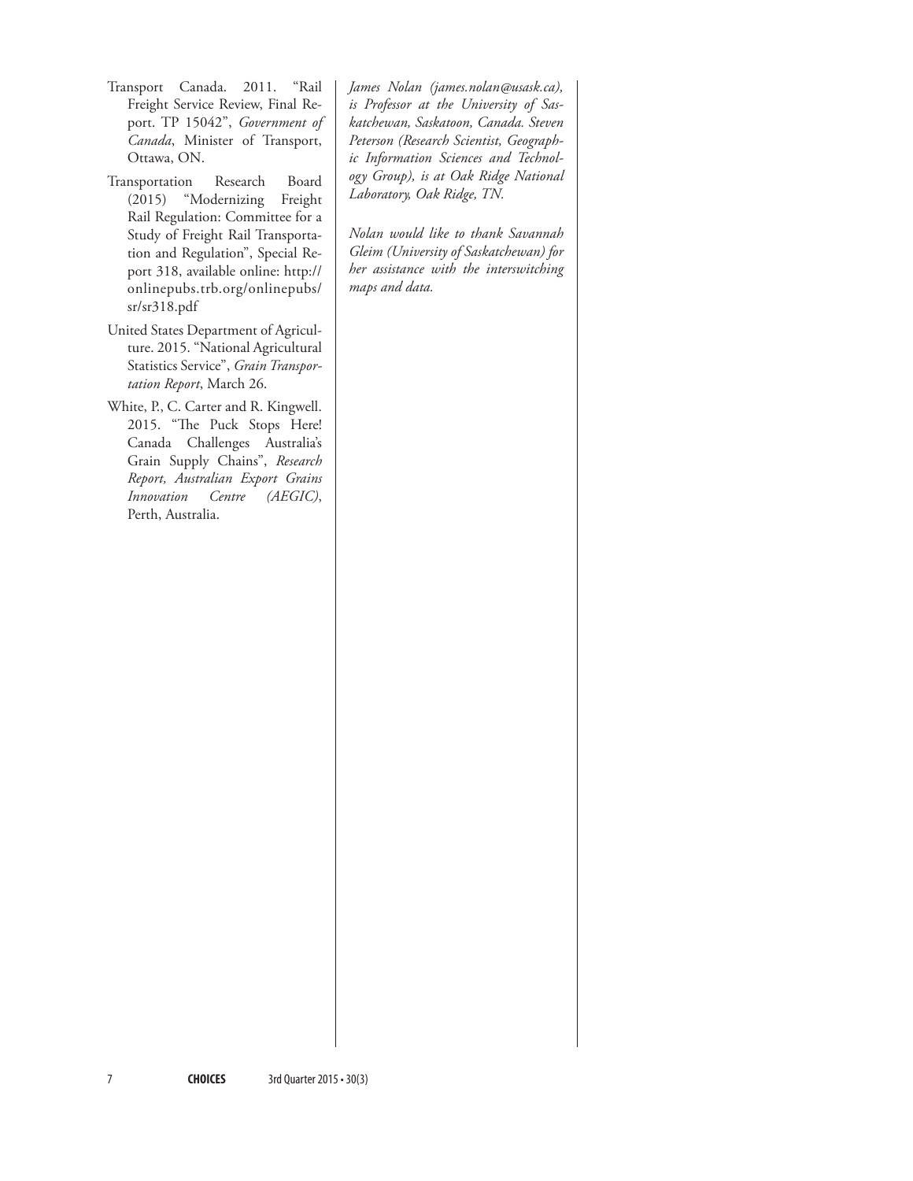Transport Canada. 2011. "Rail Freight Service Review, Final Report. TP 15042", *Government of Canada*, Minister of Transport, Ottawa, ON.

Transportation Research Board (2015) "Modernizing Freight Rail Regulation: Committee for a Study of Freight Rail Transportation and Regulation", Special Report 318, available online: http://onlinepubs.trb.org/onlinepubs/sr/sr318.pdf

United States Department of Agriculture. 2015. "National Agricultural Statistics Service", *Grain Transportation Report*, March 26.

White, P., C. Carter and R. Kingwell. 2015. "The Puck Stops Here! Canada Challenges Australia's Grain Supply Chains", *Research Report, Australian Export Grains Innovation Centre (AEGIC)*, Perth, Australia.

*James Nolan (james.nolan@usask.ca), is Professor at the University of Saskatchewan, Saskatoon, Canada. Steven Peterson (Research Scientist, Geographic Information Sciences and Technology Group), is at Oak Ridge National Laboratory, Oak Ridge, TN.*

*Nolan would like to thank Savannah Gleim (University of Saskatchewan) for her assistance with the interswitching maps and data.*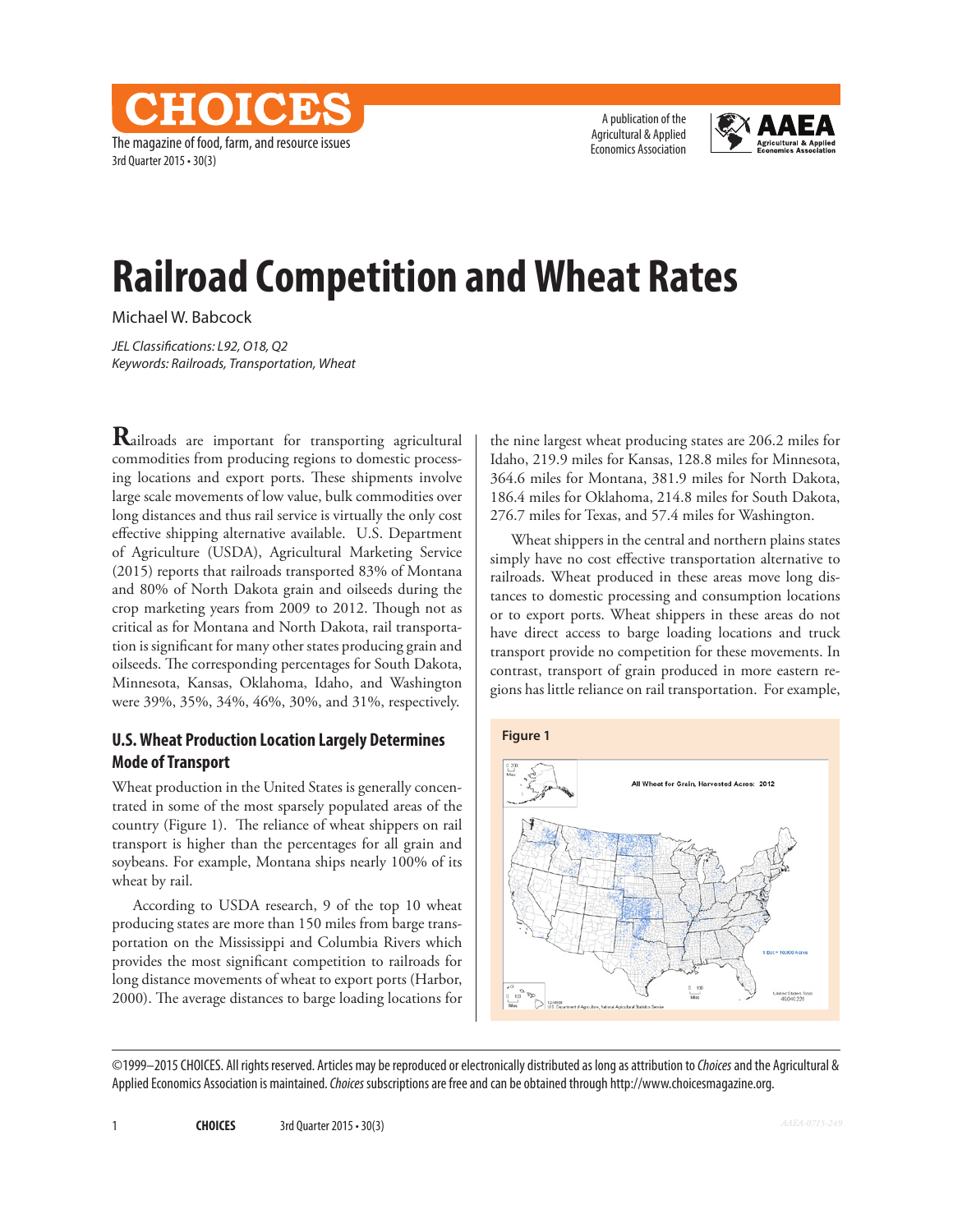# Railroad Competition and Wheat Rates

Michael W. Babcock

*JEL Classifications: L92, O18, Q2*
*Keywords: Railroads, Transportation, Wheat*

Railroads are important for transporting agricultural commodities from producing regions to domestic processing locations and export ports. These shipments involve large scale movements of low value, bulk commodities over long distances and thus rail service is virtually the only cost effective shipping alternative available. U.S. Department of Agriculture (USDA), Agricultural Marketing Service (2015) reports that railroads transported 83% of Montana and 80% of North Dakota grain and oilseeds during the crop marketing years from 2009 to 2012. Though not as critical as for Montana and North Dakota, rail transportation is significant for many other states producing grain and oilseeds. The corresponding percentages for South Dakota, Minnesota, Kansas, Oklahoma, Idaho, and Washington were 39%, 35%, 34%, 46%, 30%, and 31%, respectively.

## U.S. Wheat Production Location Largely Determines Mode of Transport

Wheat production in the United States is generally concentrated in some of the most sparsely populated areas of the country (Figure 1). The reliance of wheat shippers on rail transport is higher than the percentages for all grain and soybeans. For example, Montana ships nearly 100% of its wheat by rail.

According to USDA research, 9 of the top 10 wheat producing states are more than 150 miles from barge transportation on the Mississippi and Columbia Rivers which provides the most significant competition to railroads for long distance movements of wheat to export ports (Harbor, 2000). The average distances to barge loading locations for the nine largest wheat producing states are 206.2 miles for Idaho, 219.9 miles for Kansas, 128.8 miles for Minnesota, 364.6 miles for Montana, 381.9 miles for North Dakota, 186.4 miles for Oklahoma, 214.8 miles for South Dakota, 276.7 miles for Texas, and 57.4 miles for Washington.

Wheat shippers in the central and northern plains states simply have no cost effective transportation alternative to railroads. Wheat produced in these areas move long distances to domestic processing and consumption locations or to export ports. Wheat shippers in these areas do not have direct access to barge loading locations and truck transport provide no competition for these movements. In contrast, transport of grain produced in more eastern regions has little reliance on rail transportation. For example,

Figure 1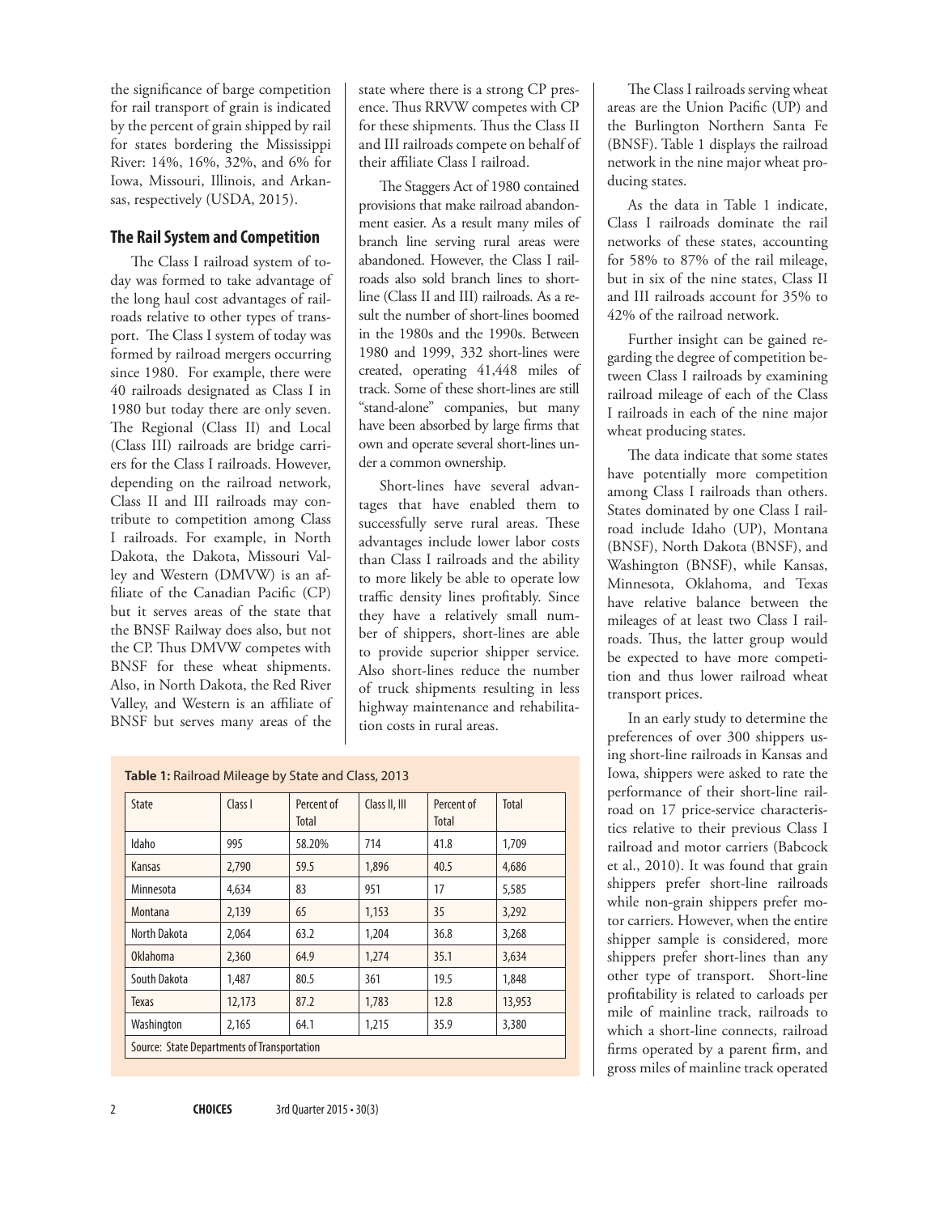the significance of barge competition for rail transport of grain is indicated by the percent of grain shipped by rail for states bordering the Mississippi River: 14%, 16%, 32%, and 6% for Iowa, Missouri, Illinois, and Arkansas, respectively (USDA, 2015).

## The Rail System and Competition

The Class I railroad system of today was formed to take advantage of the long haul cost advantages of railroads relative to other types of transport. The Class I system of today was formed by railroad mergers occurring since 1980. For example, there were 40 railroads designated as Class I in 1980 but today there are only seven. The Regional (Class II) and Local (Class III) railroads are bridge carriers for the Class I railroads. However, depending on the railroad network, Class II and III railroads may contribute to competition among Class I railroads. For example, in North Dakota, the Dakota, Missouri Valley and Western (DMVW) is an affiliate of the Canadian Pacific (CP) but it serves areas of the state that the BNSF Railway does also, but not the CP. Thus DMVW competes with BNSF for these wheat shipments. Also, in North Dakota, the Red River Valley, and Western is an affiliate of BNSF but serves many areas of the state where there is a strong CP presence. Thus RRVW competes with CP for these shipments. Thus the Class II and III railroads compete on behalf of their affiliate Class I railroad.

The Staggers Act of 1980 contained provisions that make railroad abandonment easier. As a result many miles of branch line serving rural areas were abandoned. However, the Class I railroads also sold branch lines to short-line (Class II and III) railroads. As a result the number of short-lines boomed in the 1980s and the 1990s. Between 1980 and 1999, 332 short-lines were created, operating 41,448 miles of track. Some of these short-lines are still "stand-alone" companies, but many have been absorbed by large firms that own and operate several short-lines under a common ownership.

Short-lines have several advantages that have enabled them to successfully serve rural areas. These advantages include lower labor costs than Class I railroads and the ability to more likely be able to operate low traffic density lines profitably. Since they have a relatively small number of shippers, short-lines are able to provide superior shipper service. Also short-lines reduce the number of truck shipments resulting in less highway maintenance and rehabilitation costs in rural areas.

**Table 1:** Railroad Mileage by State and Class, 2013

| State | Class I | Percent of Total | Class II, III | Percent of Total | Total |
|---|---|---|---|---|---|
| Idaho | 995 | 58.20% | 714 | 41.8 | 1,709 |
| Kansas | 2,790 | 59.5 | 1,896 | 40.5 | 4,686 |
| Minnesota | 4,634 | 83 | 951 | 17 | 5,585 |
| Montana | 2,139 | 65 | 1,153 | 35 | 3,292 |
| North Dakota | 2,064 | 63.2 | 1,204 | 36.8 | 3,268 |
| Oklahoma | 2,360 | 64.9 | 1,274 | 35.1 | 3,634 |
| South Dakota | 1,487 | 80.5 | 361 | 19.5 | 1,848 |
| Texas | 12,173 | 87.2 | 1,783 | 12.8 | 13,953 |
| Washington | 2,165 | 64.1 | 1,215 | 35.9 | 3,380 |

Source: State Departments of Transportation

The Class I railroads serving wheat areas are the Union Pacific (UP) and the Burlington Northern Santa Fe (BNSF). Table 1 displays the railroad network in the nine major wheat producing states.

As the data in Table 1 indicate, Class I railroads dominate the rail networks of these states, accounting for 58% to 87% of the rail mileage, but in six of the nine states, Class II and III railroads account for 35% to 42% of the railroad network.

Further insight can be gained regarding the degree of competition between Class I railroads by examining railroad mileage of each of the Class I railroads in each of the nine major wheat producing states.

The data indicate that some states have potentially more competition among Class I railroads than others. States dominated by one Class I railroad include Idaho (UP), Montana (BNSF), North Dakota (BNSF), and Washington (BNSF), while Kansas, Minnesota, Oklahoma, and Texas have relative balance between the mileages of at least two Class I railroads. Thus, the latter group would be expected to have more competition and thus lower railroad wheat transport prices.

In an early study to determine the preferences of over 300 shippers using short-line railroads in Kansas and Iowa, shippers were asked to rate the performance of their short-line railroad on 17 price-service characteristics relative to their previous Class I railroad and motor carriers (Babcock et al., 2010). It was found that grain shippers prefer short-line railroads while non-grain shippers prefer motor carriers. However, when the entire shipper sample is considered, more shippers prefer short-lines than any other type of transport. Short-line profitability is related to carloads per mile of mainline track, railroads to which a short-line connects, railroad firms operated by a parent firm, and gross miles of mainline track operated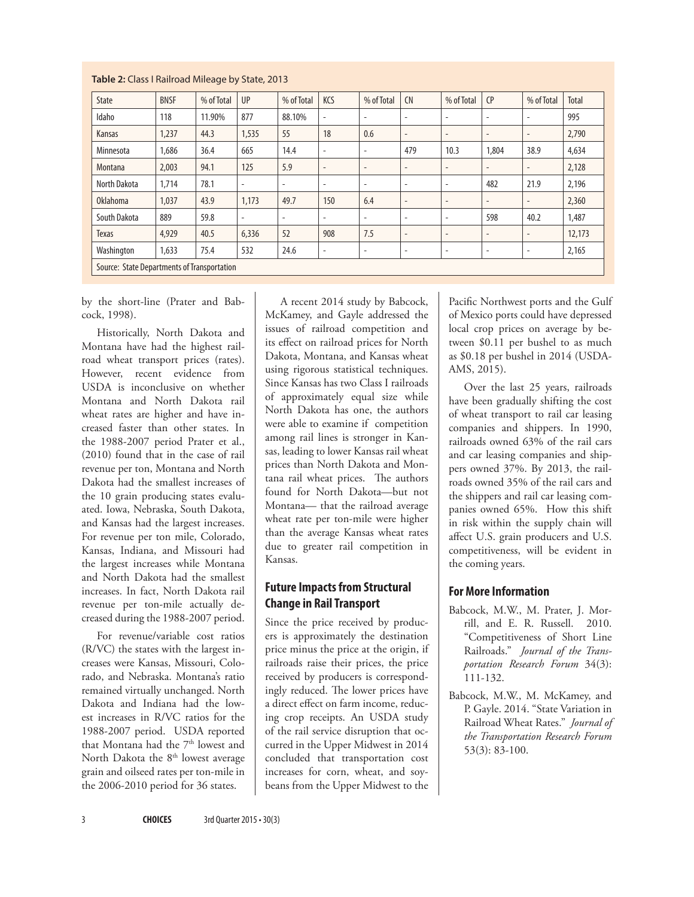**Table 2:** Class I Railroad Mileage by State, 2013

| State | BNSF | % of Total | UP | % of Total | KCS | % of Total | CN | % of Total | CP | % of Total | Total |
|---|---|---|---|---|---|---|---|---|---|---|---|
| Idaho | 118 | 11.90% | 877 | 88.10% | - | - | - | - | - | - | 995 |
| Kansas | 1,237 | 44.3 | 1,535 | 55 | 18 | 0.6 | - | - | - | - | 2,790 |
| Minnesota | 1,686 | 36.4 | 665 | 14.4 | - | - | 479 | 10.3 | 1,804 | 38.9 | 4,634 |
| Montana | 2,003 | 94.1 | 125 | 5.9 | - | - | - | - | - | - | 2,128 |
| North Dakota | 1,714 | 78.1 | - | - | - | - | - | - | 482 | 21.9 | 2,196 |
| Oklahoma | 1,037 | 43.9 | 1,173 | 49.7 | 150 | 6.4 | - | - | - | - | 2,360 |
| South Dakota | 889 | 59.8 | - | - | - | - | - | - | 598 | 40.2 | 1,487 |
| Texas | 4,929 | 40.5 | 6,336 | 52 | 908 | 7.5 | - | - | - | - | 12,173 |
| Washington | 1,633 | 75.4 | 532 | 24.6 | - | - | - | - | - | - | 2,165 |

Source: State Departments of Transportation

by the short-line (Prater and Babcock, 1998).

Historically, North Dakota and Montana have had the highest railroad wheat transport prices (rates). However, recent evidence from USDA is inconclusive on whether Montana and North Dakota rail wheat rates are higher and have increased faster than other states. In the 1988-2007 period Prater et al., (2010) found that in the case of rail revenue per ton, Montana and North Dakota had the smallest increases of the 10 grain producing states evaluated. Iowa, Nebraska, South Dakota, and Kansas had the largest increases. For revenue per ton mile, Colorado, Kansas, Indiana, and Missouri had the largest increases while Montana and North Dakota had the smallest increases. In fact, North Dakota rail revenue per ton-mile actually decreased during the 1988-2007 period.

For revenue/variable cost ratios (R/VC) the states with the largest increases were Kansas, Missouri, Colorado, and Nebraska. Montana's ratio remained virtually unchanged. North Dakota and Indiana had the lowest increases in R/VC ratios for the 1988-2007 period. USDA reported that Montana had the 7th lowest and North Dakota the 8th lowest average grain and oilseed rates per ton-mile in the 2006-2010 period for 36 states.

A recent 2014 study by Babcock, McKamey, and Gayle addressed the issues of railroad competition and its effect on railroad prices for North Dakota, Montana, and Kansas wheat using rigorous statistical techniques. Since Kansas has two Class I railroads of approximately equal size while North Dakota has one, the authors were able to examine if competition among rail lines is stronger in Kansas, leading to lower Kansas rail wheat prices than North Dakota and Montana rail wheat prices. The authors found for North Dakota—but not Montana— that the railroad average wheat rate per ton-mile were higher than the average Kansas wheat rates due to greater rail competition in Kansas.

## Future Impacts from Structural Change in Rail Transport

Since the price received by producers is approximately the destination price minus the price at the origin, if railroads raise their prices, the price received by producers is correspondingly reduced. The lower prices have a direct effect on farm income, reducing crop receipts. An USDA study of the rail service disruption that occurred in the Upper Midwest in 2014 concluded that transportation cost increases for corn, wheat, and soybeans from the Upper Midwest to the Pacific Northwest ports and the Gulf of Mexico ports could have depressed local crop prices on average by between \$0.11 per bushel to as much as \$0.18 per bushel in 2014 (USDA-AMS, 2015).

Over the last 25 years, railroads have been gradually shifting the cost of wheat transport to rail car leasing companies and shippers. In 1990, railroads owned 63% of the rail cars and car leasing companies and shippers owned 37%. By 2013, the railroads owned 35% of the rail cars and the shippers and rail car leasing companies owned 65%. How this shift in risk within the supply chain will affect U.S. grain producers and U.S. competitiveness, will be evident in the coming years.

## For More Information

Babcock, M.W., M. Prater, J. Morrill, and E. R. Russell. 2010. "Competitiveness of Short Line Railroads." *Journal of the Transportation Research Forum* 34(3): 111-132.

Babcock, M.W., M. McKamey, and P. Gayle. 2014. "State Variation in Railroad Wheat Rates." *Journal of the Transportation Research Forum* 53(3): 83-100.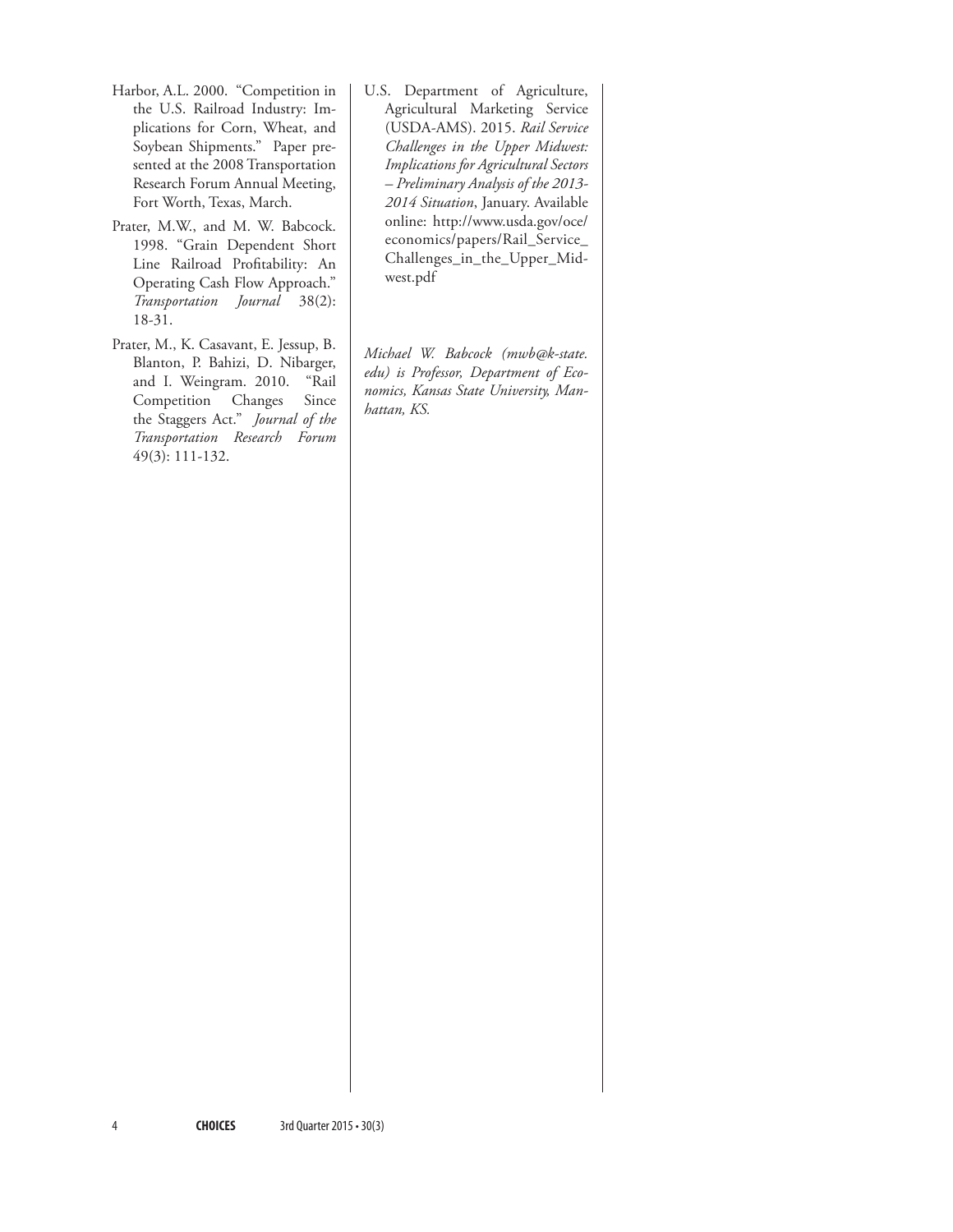Harbor, A.L. 2000. "Competition in the U.S. Railroad Industry: Implications for Corn, Wheat, and Soybean Shipments." Paper presented at the 2008 Transportation Research Forum Annual Meeting, Fort Worth, Texas, March.

Prater, M.W., and M. W. Babcock. 1998. "Grain Dependent Short Line Railroad Profitability: An Operating Cash Flow Approach." *Transportation Journal* 38(2): 18-31.

Prater, M., K. Casavant, E. Jessup, B. Blanton, P. Bahizi, D. Nibarger, and I. Weingram. 2010. "Rail Competition Changes Since the Staggers Act." *Journal of the Transportation Research Forum* 49(3): 111-132.

U.S. Department of Agriculture, Agricultural Marketing Service (USDA-AMS). 2015. *Rail Service Challenges in the Upper Midwest: Implications for Agricultural Sectors – Preliminary Analysis of the 2013-2014 Situation*, January. Available online: http://www.usda.gov/oce/economics/papers/Rail_Service_Challenges_in_the_Upper_Midwest.pdf

*Michael W. Babcock (mwb@k-state.edu) is Professor, Department of Economics, Kansas State University, Manhattan, KS.*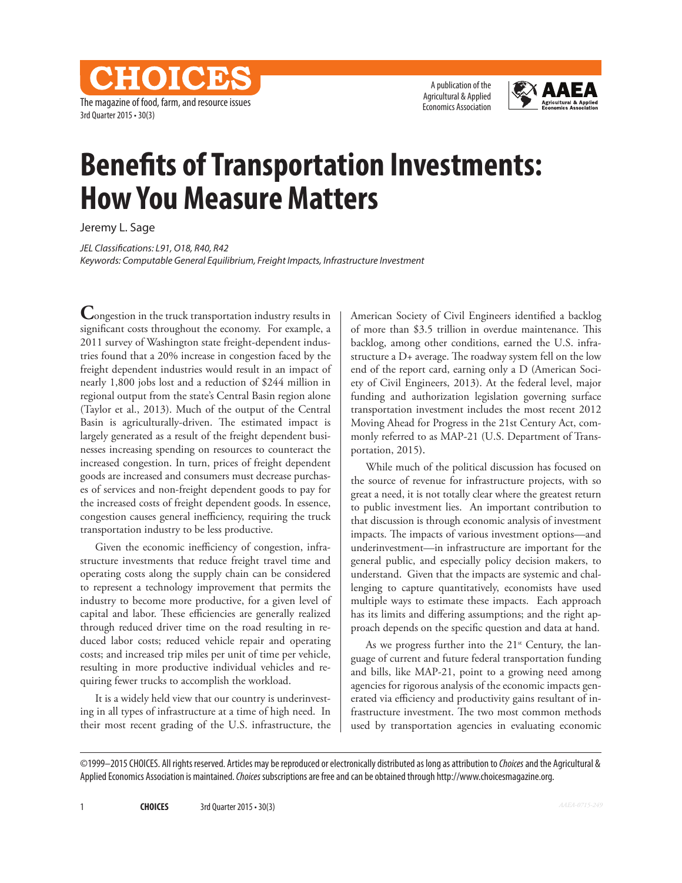# Benefits of Transportation Investments: How You Measure Matters

Jeremy L. Sage

*JEL Classifications: L91, O18, R40, R42*
*Keywords: Computable General Equilibrium, Freight Impacts, Infrastructure Investment*

Congestion in the truck transportation industry results in significant costs throughout the economy. For example, a 2011 survey of Washington state freight-dependent industries found that a 20% increase in congestion faced by the freight dependent industries would result in an impact of nearly 1,800 jobs lost and a reduction of $244 million in regional output from the state's Central Basin region alone (Taylor et al., 2013). Much of the output of the Central Basin is agriculturally-driven. The estimated impact is largely generated as a result of the freight dependent businesses increasing spending on resources to counteract the increased congestion. In turn, prices of freight dependent goods are increased and consumers must decrease purchases of services and non-freight dependent goods to pay for the increased costs of freight dependent goods. In essence, congestion causes general inefficiency, requiring the truck transportation industry to be less productive.

Given the economic inefficiency of congestion, infrastructure investments that reduce freight travel time and operating costs along the supply chain can be considered to represent a technology improvement that permits the industry to become more productive, for a given level of capital and labor. These efficiencies are generally realized through reduced driver time on the road resulting in reduced labor costs; reduced vehicle repair and operating costs; and increased trip miles per unit of time per vehicle, resulting in more productive individual vehicles and requiring fewer trucks to accomplish the workload.

It is a widely held view that our country is underinvesting in all types of infrastructure at a time of high need. In their most recent grading of the U.S. infrastructure, the American Society of Civil Engineers identified a backlog of more than $3.5 trillion in overdue maintenance. This backlog, among other conditions, earned the U.S. infrastructure a D+ average. The roadway system fell on the low end of the report card, earning only a D (American Society of Civil Engineers, 2013). At the federal level, major funding and authorization legislation governing surface transportation investment includes the most recent 2012 Moving Ahead for Progress in the 21st Century Act, commonly referred to as MAP-21 (U.S. Department of Transportation, 2015).

While much of the political discussion has focused on the source of revenue for infrastructure projects, with so great a need, it is not totally clear where the greatest return to public investment lies. An important contribution to that discussion is through economic analysis of investment impacts. The impacts of various investment options—and underinvestment—in infrastructure are important for the general public, and especially policy decision makers, to understand. Given that the impacts are systemic and challenging to capture quantitatively, economists have used multiple ways to estimate these impacts. Each approach has its limits and differing assumptions; and the right approach depends on the specific question and data at hand.

As we progress further into the 21st Century, the language of current and future federal transportation funding and bills, like MAP-21, point to a growing need among agencies for rigorous analysis of the economic impacts generated via efficiency and productivity gains resultant of infrastructure investment. The two most common methods used by transportation agencies in evaluating economic

©1999–2015 CHOICES. All rights reserved. Articles may be reproduced or electronically distributed as long as attribution to *Choices* and the Agricultural & Applied Economics Association is maintained. *Choices* subscriptions are free and can be obtained through http://www.choicesmagazine.org.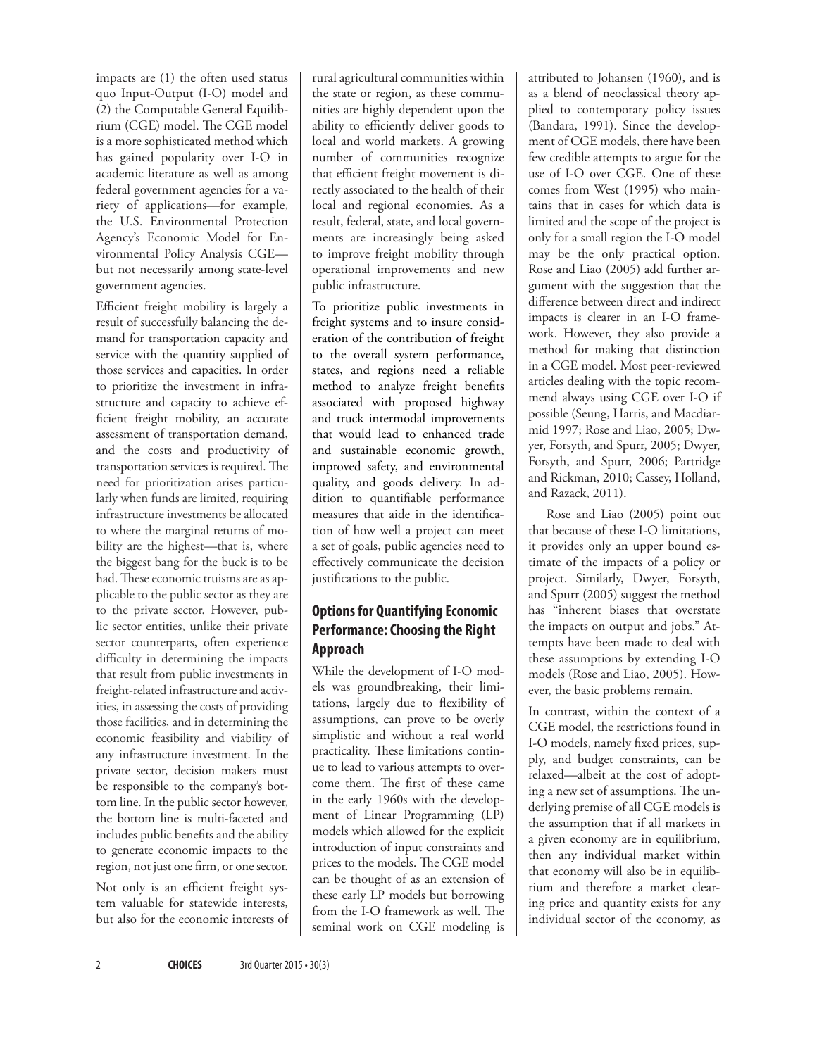impacts are (1) the often used status quo Input-Output (I-O) model and (2) the Computable General Equilibrium (CGE) model. The CGE model is a more sophisticated method which has gained popularity over I-O in academic literature as well as among federal government agencies for a variety of applications—for example, the U.S. Environmental Protection Agency's Economic Model for Environmental Policy Analysis CGE—but not necessarily among state-level government agencies.

Efficient freight mobility is largely a result of successfully balancing the demand for transportation capacity and service with the quantity supplied of those services and capacities. In order to prioritize the investment in infrastructure and capacity to achieve efficient freight mobility, an accurate assessment of transportation demand, and the costs and productivity of transportation services is required. The need for prioritization arises particularly when funds are limited, requiring infrastructure investments be allocated to where the marginal returns of mobility are the highest—that is, where the biggest bang for the buck is to be had. These economic truisms are as applicable to the public sector as they are to the private sector. However, public sector entities, unlike their private sector counterparts, often experience difficulty in determining the impacts that result from public investments in freight-related infrastructure and activities, in assessing the costs of providing those facilities, and in determining the economic feasibility and viability of any infrastructure investment. In the private sector, decision makers must be responsible to the company's bottom line. In the public sector however, the bottom line is multi-faceted and includes public benefits and the ability to generate economic impacts to the region, not just one firm, or one sector.

Not only is an efficient freight system valuable for statewide interests, but also for the economic interests of rural agricultural communities within the state or region, as these communities are highly dependent upon the ability to efficiently deliver goods to local and world markets. A growing number of communities recognize that efficient freight movement is directly associated to the health of their local and regional economies. As a result, federal, state, and local governments are increasingly being asked to improve freight mobility through operational improvements and new public infrastructure.

To prioritize public investments in freight systems and to insure consideration of the contribution of freight to the overall system performance, states, and regions need a reliable method to analyze freight benefits associated with proposed highway and truck intermodal improvements that would lead to enhanced trade and sustainable economic growth, improved safety, and environmental quality, and goods delivery. In addition to quantifiable performance measures that aide in the identification of how well a project can meet a set of goals, public agencies need to effectively communicate the decision justifications to the public.

## Options for Quantifying Economic Performance: Choosing the Right Approach

While the development of I-O models was groundbreaking, their limitations, largely due to flexibility of assumptions, can prove to be overly simplistic and without a real world practicality. These limitations continue to lead to various attempts to overcome them. The first of these came in the early 1960s with the development of Linear Programming (LP) models which allowed for the explicit introduction of input constraints and prices to the models. The CGE model can be thought of as an extension of these early LP models but borrowing from the I-O framework as well. The seminal work on CGE modeling is attributed to Johansen (1960), and is as a blend of neoclassical theory applied to contemporary policy issues (Bandara, 1991). Since the development of CGE models, there have been few credible attempts to argue for the use of I-O over CGE. One of these comes from West (1995) who maintains that in cases for which data is limited and the scope of the project is only for a small region the I-O model may be the only practical option. Rose and Liao (2005) add further argument with the suggestion that the difference between direct and indirect impacts is clearer in an I-O framework. However, they also provide a method for making that distinction in a CGE model. Most peer-reviewed articles dealing with the topic recommend always using CGE over I-O if possible (Seung, Harris, and Macdiarmid 1997; Rose and Liao, 2005; Dwyer, Forsyth, and Spurr, 2005; Dwyer, Forsyth, and Spurr, 2006; Partridge and Rickman, 2010; Cassey, Holland, and Razack, 2011).

Rose and Liao (2005) point out that because of these I-O limitations, it provides only an upper bound estimate of the impacts of a policy or project. Similarly, Dwyer, Forsyth, and Spurr (2005) suggest the method has "inherent biases that overstate the impacts on output and jobs." Attempts have been made to deal with these assumptions by extending I-O models (Rose and Liao, 2005). However, the basic problems remain.

In contrast, within the context of a CGE model, the restrictions found in I-O models, namely fixed prices, supply, and budget constraints, can be relaxed—albeit at the cost of adopting a new set of assumptions. The underlying premise of all CGE models is the assumption that if all markets in a given economy are in equilibrium, then any individual market within that economy will also be in equilibrium and therefore a market clearing price and quantity exists for any individual sector of the economy, as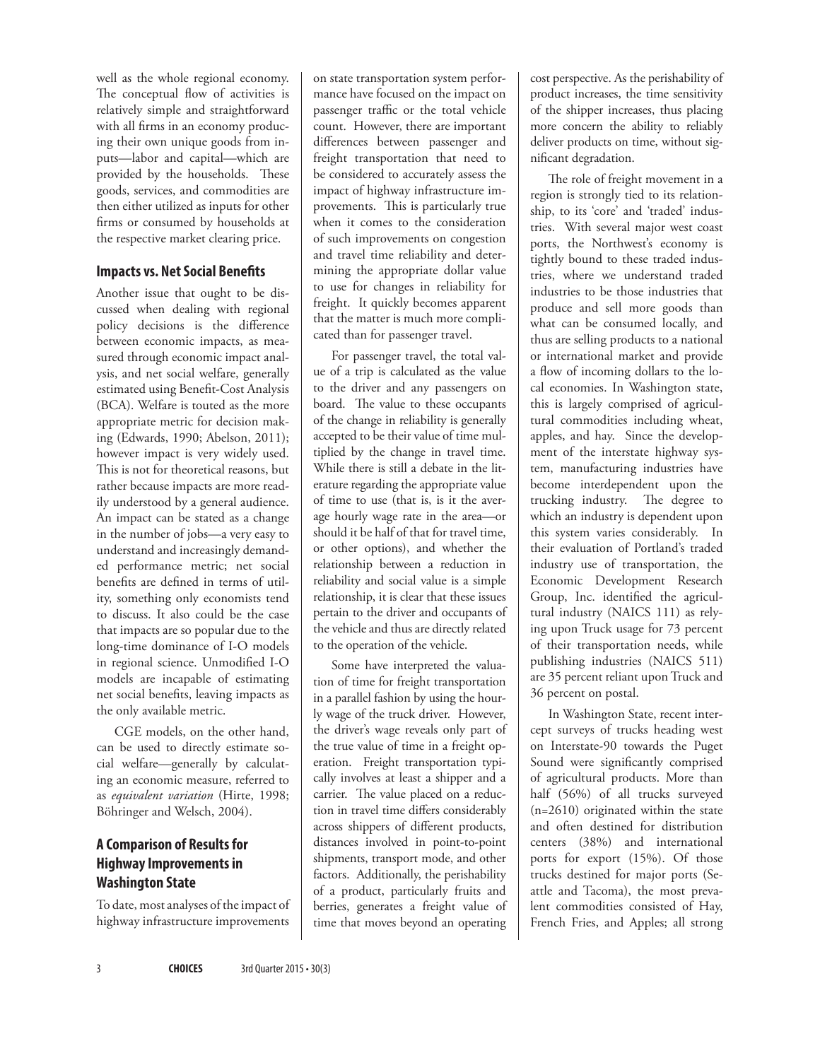well as the whole regional economy. The conceptual flow of activities is relatively simple and straightforward with all firms in an economy producing their own unique goods from inputs—labor and capital—which are provided by the households. These goods, services, and commodities are then either utilized as inputs for other firms or consumed by households at the respective market clearing price.

### Impacts vs. Net Social Benefits

Another issue that ought to be discussed when dealing with regional policy decisions is the difference between economic impacts, as measured through economic impact analysis, and net social welfare, generally estimated using Benefit-Cost Analysis (BCA). Welfare is touted as the more appropriate metric for decision making (Edwards, 1990; Abelson, 2011); however impact is very widely used. This is not for theoretical reasons, but rather because impacts are more readily understood by a general audience. An impact can be stated as a change in the number of jobs—a very easy to understand and increasingly demanded performance metric; net social benefits are defined in terms of utility, something only economists tend to discuss. It also could be the case that impacts are so popular due to the long-time dominance of I-O models in regional science. Unmodified I-O models are incapable of estimating net social benefits, leaving impacts as the only available metric.

CGE models, on the other hand, can be used to directly estimate social welfare—generally by calculating an economic measure, referred to as *equivalent variation* (Hirte, 1998; Böhringer and Welsch, 2004).

### A Comparison of Results for Highway Improvements in Washington State

To date, most analyses of the impact of highway infrastructure improvements on state transportation system performance have focused on the impact on passenger traffic or the total vehicle count. However, there are important differences between passenger and freight transportation that need to be considered to accurately assess the impact of highway infrastructure improvements. This is particularly true when it comes to the consideration of such improvements on congestion and travel time reliability and determining the appropriate dollar value to use for changes in reliability for freight. It quickly becomes apparent that the matter is much more complicated than for passenger travel.

For passenger travel, the total value of a trip is calculated as the value to the driver and any passengers on board. The value to these occupants of the change in reliability is generally accepted to be their value of time multiplied by the change in travel time. While there is still a debate in the literature regarding the appropriate value of time to use (that is, is it the average hourly wage rate in the area—or should it be half of that for travel time, or other options), and whether the relationship between a reduction in reliability and social value is a simple relationship, it is clear that these issues pertain to the driver and occupants of the vehicle and thus are directly related to the operation of the vehicle.

Some have interpreted the valuation of time for freight transportation in a parallel fashion by using the hourly wage of the truck driver. However, the driver's wage reveals only part of the true value of time in a freight operation. Freight transportation typically involves at least a shipper and a carrier. The value placed on a reduction in travel time differs considerably across shippers of different products, distances involved in point-to-point shipments, transport mode, and other factors. Additionally, the perishability of a product, particularly fruits and berries, generates a freight value of time that moves beyond an operating cost perspective. As the perishability of product increases, the time sensitivity of the shipper increases, thus placing more concern the ability to reliably deliver products on time, without significant degradation.

The role of freight movement in a region is strongly tied to its relationship, to its 'core' and 'traded' industries. With several major west coast ports, the Northwest's economy is tightly bound to these traded industries, where we understand traded industries to be those industries that produce and sell more goods than what can be consumed locally, and thus are selling products to a national or international market and provide a flow of incoming dollars to the local economies. In Washington state, this is largely comprised of agricultural commodities including wheat, apples, and hay. Since the development of the interstate highway system, manufacturing industries have become interdependent upon the trucking industry. The degree to which an industry is dependent upon this system varies considerably. In their evaluation of Portland's traded industry use of transportation, the Economic Development Research Group, Inc. identified the agricultural industry (NAICS 111) as relying upon Truck usage for 73 percent of their transportation needs, while publishing industries (NAICS 511) are 35 percent reliant upon Truck and 36 percent on postal.

In Washington State, recent intercept surveys of trucks heading west on Interstate-90 towards the Puget Sound were significantly comprised of agricultural products. More than half (56%) of all trucks surveyed (n=2610) originated within the state and often destined for distribution centers (38%) and international ports for export (15%). Of those trucks destined for major ports (Seattle and Tacoma), the most prevalent commodities consisted of Hay, French Fries, and Apples; all strong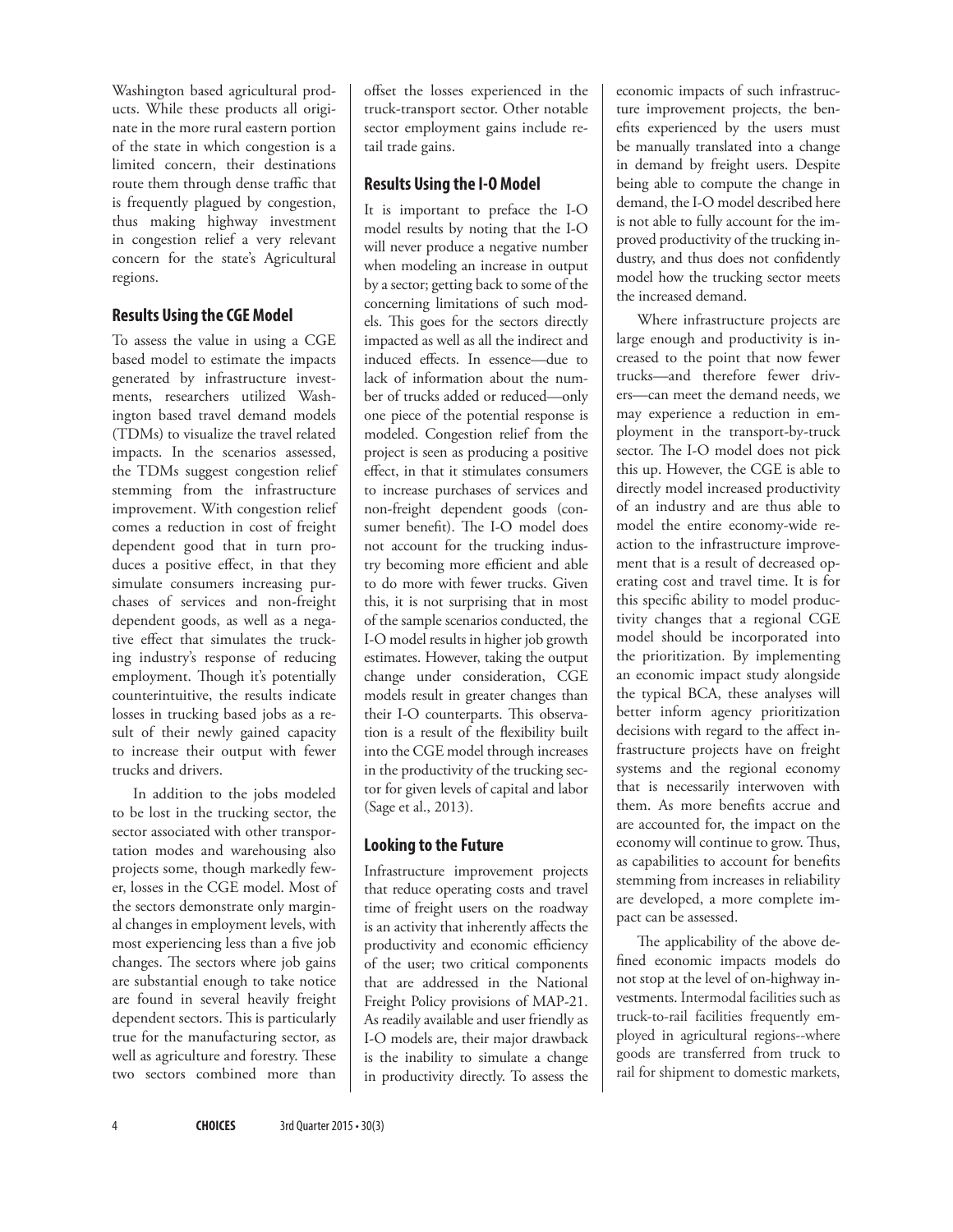Washington based agricultural products. While these products all originate in the more rural eastern portion of the state in which congestion is a limited concern, their destinations route them through dense traffic that is frequently plagued by congestion, thus making highway investment in congestion relief a very relevant concern for the state's Agricultural regions.

### Results Using the CGE Model

To assess the value in using a CGE based model to estimate the impacts generated by infrastructure investments, researchers utilized Washington based travel demand models (TDMs) to visualize the travel related impacts. In the scenarios assessed, the TDMs suggest congestion relief stemming from the infrastructure improvement. With congestion relief comes a reduction in cost of freight dependent good that in turn produces a positive effect, in that they simulate consumers increasing purchases of services and non-freight dependent goods, as well as a negative effect that simulates the trucking industry's response of reducing employment. Though it's potentially counterintuitive, the results indicate losses in trucking based jobs as a result of their newly gained capacity to increase their output with fewer trucks and drivers.

In addition to the jobs modeled to be lost in the trucking sector, the sector associated with other transportation modes and warehousing also projects some, though markedly fewer, losses in the CGE model. Most of the sectors demonstrate only marginal changes in employment levels, with most experiencing less than a five job changes. The sectors where job gains are substantial enough to take notice are found in several heavily freight dependent sectors. This is particularly true for the manufacturing sector, as well as agriculture and forestry. These two sectors combined more than offset the losses experienced in the truck-transport sector. Other notable sector employment gains include retail trade gains.

### Results Using the I-O Model

It is important to preface the I-O model results by noting that the I-O will never produce a negative number when modeling an increase in output by a sector; getting back to some of the concerning limitations of such models. This goes for the sectors directly impacted as well as all the indirect and induced effects. In essence—due to lack of information about the number of trucks added or reduced—only one piece of the potential response is modeled. Congestion relief from the project is seen as producing a positive effect, in that it stimulates consumers to increase purchases of services and non-freight dependent goods (consumer benefit). The I-O model does not account for the trucking industry becoming more efficient and able to do more with fewer trucks. Given this, it is not surprising that in most of the sample scenarios conducted, the I-O model results in higher job growth estimates. However, taking the output change under consideration, CGE models result in greater changes than their I-O counterparts. This observation is a result of the flexibility built into the CGE model through increases in the productivity of the trucking sector for given levels of capital and labor (Sage et al., 2013).

### Looking to the Future

Infrastructure improvement projects that reduce operating costs and travel time of freight users on the roadway is an activity that inherently affects the productivity and economic efficiency of the user; two critical components that are addressed in the National Freight Policy provisions of MAP-21. As readily available and user friendly as I-O models are, their major drawback is the inability to simulate a change in productivity directly. To assess the economic impacts of such infrastructure improvement projects, the benefits experienced by the users must be manually translated into a change in demand by freight users. Despite being able to compute the change in demand, the I-O model described here is not able to fully account for the improved productivity of the trucking industry, and thus does not confidently model how the trucking sector meets the increased demand.

Where infrastructure projects are large enough and productivity is increased to the point that now fewer trucks—and therefore fewer drivers—can meet the demand needs, we may experience a reduction in employment in the transport-by-truck sector. The I-O model does not pick this up. However, the CGE is able to directly model increased productivity of an industry and are thus able to model the entire economy-wide reaction to the infrastructure improvement that is a result of decreased operating cost and travel time. It is for this specific ability to model productivity changes that a regional CGE model should be incorporated into the prioritization. By implementing an economic impact study alongside the typical BCA, these analyses will better inform agency prioritization decisions with regard to the affect infrastructure projects have on freight systems and the regional economy that is necessarily interwoven with them. As more benefits accrue and are accounted for, the impact on the economy will continue to grow. Thus, as capabilities to account for benefits stemming from increases in reliability are developed, a more complete impact can be assessed.

The applicability of the above defined economic impacts models do not stop at the level of on-highway investments. Intermodal facilities such as truck-to-rail facilities frequently employed in agricultural regions--where goods are transferred from truck to rail for shipment to domestic markets,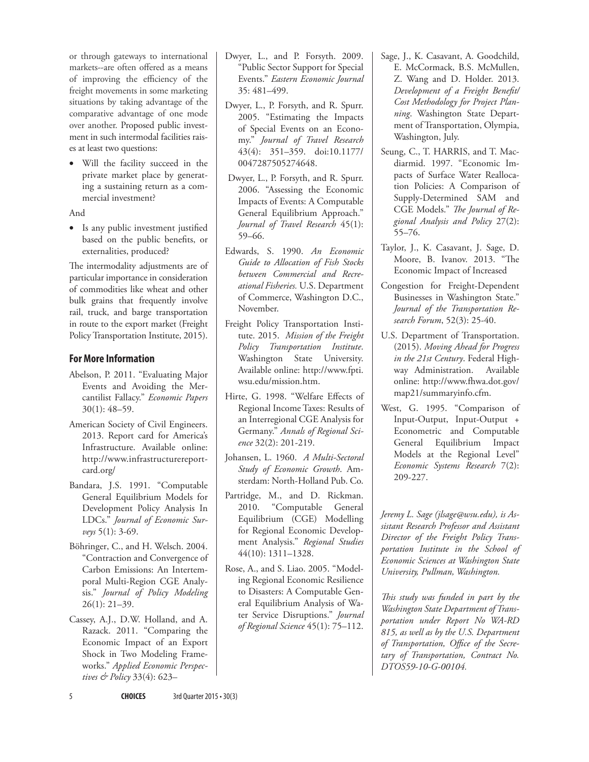or through gateways to international markets--are often offered as a means of improving the efficiency of the freight movements in some marketing situations by taking advantage of the comparative advantage of one mode over another. Proposed public investment in such intermodal facilities raises at least two questions:

- Will the facility succeed in the private market place by generating a sustaining return as a commercial investment?

And

- Is any public investment justified based on the public benefits, or externalities, produced?

The intermodality adjustments are of particular importance in consideration of commodities like wheat and other bulk grains that frequently involve rail, truck, and barge transportation in route to the export market (Freight Policy Transportation Institute, 2015).

## For More Information

Abelson, P. 2011. "Evaluating Major Events and Avoiding the Mercantilist Fallacy." *Economic Papers* 30(1): 48–59.

American Society of Civil Engineers. 2013. Report card for America's Infrastructure. Available online: http://www.infrastructurereportcard.org/

Bandara, J.S. 1991. "Computable General Equilibrium Models for Development Policy Analysis In LDCs." *Journal of Economic Surveys* 5(1): 3-69.

Böhringer, C., and H. Welsch. 2004. "Contraction and Convergence of Carbon Emissions: An Intertemporal Multi-Region CGE Analysis." *Journal of Policy Modeling* 26(1): 21–39.

Cassey, A.J., D.W. Holland, and A. Razack. 2011. "Comparing the Economic Impact of an Export Shock in Two Modeling Frameworks." *Applied Economic Perspectives & Policy* 33(4): 623–

Dwyer, L., and P. Forsyth. 2009. "Public Sector Support for Special Events." *Eastern Economic Journal* 35: 481–499.

Dwyer, L., P. Forsyth, and R. Spurr. 2005. "Estimating the Impacts of Special Events on an Economy." *Journal of Travel Research* 43(4): 351–359. doi:10.1177/0047287505274648.

Dwyer, L., P. Forsyth, and R. Spurr. 2006. "Assessing the Economic Impacts of Events: A Computable General Equilibrium Approach." *Journal of Travel Research* 45(1): 59–66.

Edwards, S. 1990. *An Economic Guide to Allocation of Fish Stocks between Commercial and Recreational Fisheries.* U.S. Department of Commerce, Washington D.C., November.

Freight Policy Transportation Institute. 2015. *Mission of the Freight Policy Transportation Institute*. Washington State University. Available online: http://www.fpti.wsu.edu/mission.htm.

Hirte, G. 1998. "Welfare Effects of Regional Income Taxes: Results of an Interregional CGE Analysis for Germany." *Annals of Regional Science* 32(2): 201-219.

Johansen, L. 1960. *A Multi-Sectoral Study of Economic Growth*. Amsterdam: North-Holland Pub. Co.

Partridge, M., and D. Rickman. 2010. "Computable General Equilibrium (CGE) Modelling for Regional Economic Development Analysis." *Regional Studies* 44(10): 1311–1328.

Rose, A., and S. Liao. 2005. "Modeling Regional Economic Resilience to Disasters: A Computable General Equilibrium Analysis of Water Service Disruptions." *Journal of Regional Science* 45(1): 75–112.

Sage, J., K. Casavant, A. Goodchild, E. McCormack, B.S. McMullen, Z. Wang and D. Holder. 2013. *Development of a Freight Benefit/Cost Methodology for Project Planning*. Washington State Department of Transportation, Olympia, Washington, July.

Seung, C., T. HARRIS, and T. Macdiarmid. 1997. "Economic Impacts of Surface Water Reallocation Policies: A Comparison of Supply-Determined SAM and CGE Models." *The Journal of Regional Analysis and Policy* 27(2): 55–76.

Taylor, J., K. Casavant, J. Sage, D. Moore, B. Ivanov. 2013. "The Economic Impact of Increased Congestion for Freight-Dependent Businesses in Washington State." *Journal of the Transportation Research Forum*, 52(3): 25-40.

U.S. Department of Transportation. (2015). *Moving Ahead for Progress in the 21st Century*. Federal Highway Administration. Available online: http://www.fhwa.dot.gov/map21/summaryinfo.cfm.

West, G. 1995. "Comparison of Input-Output, Input-Output + Econometric and Computable General Equilibrium Impact Models at the Regional Level" *Economic Systems Research* 7(2): 209-227.

*Jeremy L. Sage (jlsage@wsu.edu), is Assistant Research Professor and Assistant Director of the Freight Policy Transportation Institute in the School of Economic Sciences at Washington State University, Pullman, Washington.*

*This study was funded in part by the Washington State Department of Transportation under Report No WA-RD 815, as well as by the U.S. Department of Transportation, Office of the Secretary of Transportation, Contract No. DTOS59-10-G-00104.*